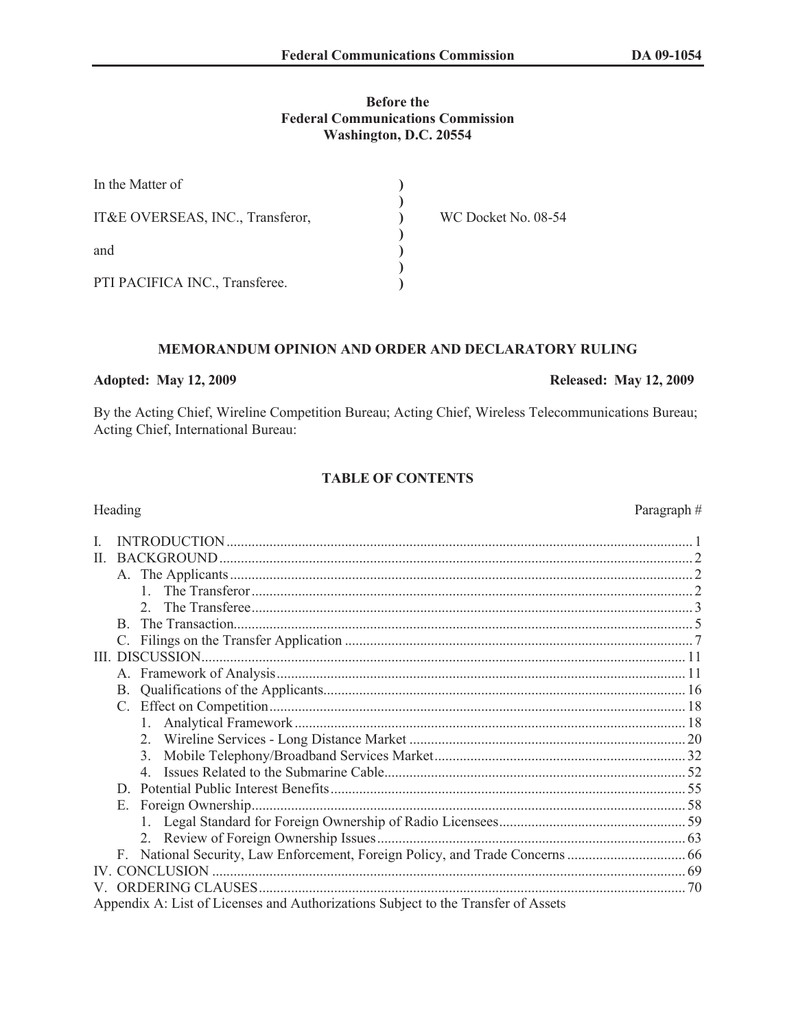**Before the**
**Federal Communications Commission**
**Washington, D.C. 20554**

| | | |
|---|---|---|
| In the Matter of | ) | |
| | ) | |
| IT&E OVERSEAS, INC., Transferor, | ) | WC Docket No. 08-54 |
| | ) | |
| and | ) | |
| | ) | |
| PTI PACIFICA INC., Transferee. | ) | |

## MEMORANDUM OPINION AND ORDER AND DECLARATORY RULING

**Adopted: May 12, 2009** **Released: May 12, 2009**

By the Acting Chief, Wireline Competition Bureau; Acting Chief, Wireless Telecommunications Bureau; Acting Chief, International Bureau:

### TABLE OF CONTENTS

| Heading | Paragraph # |
|---|---|
| I. INTRODUCTION | 1 |
| II. BACKGROUND | 2 |
| A. The Applicants | 2 |
| 1. The Transferor | 2 |
| 2. The Transferee | 3 |
| B. The Transaction | 5 |
| C. Filings on the Transfer Application | 7 |
| III. DISCUSSION | 11 |
| A. Framework of Analysis | 11 |
| B. Qualifications of the Applicants | 16 |
| C. Effect on Competition | 18 |
| 1. Analytical Framework | 18 |
| 2. Wireline Services - Long Distance Market | 20 |
| 3. Mobile Telephony/Broadband Services Market | 32 |
| 4. Issues Related to the Submarine Cable | 52 |
| D. Potential Public Interest Benefits | 55 |
| E. Foreign Ownership | 58 |
| 1. Legal Standard for Foreign Ownership of Radio Licensees | 59 |
| 2. Review of Foreign Ownership Issues | 63 |
| F. National Security, Law Enforcement, Foreign Policy, and Trade Concerns | 66 |
| IV. CONCLUSION | 69 |
| V. ORDERING CLAUSES | 70 |
| Appendix A: List of Licenses and Authorizations Subject to the Transfer of Assets | |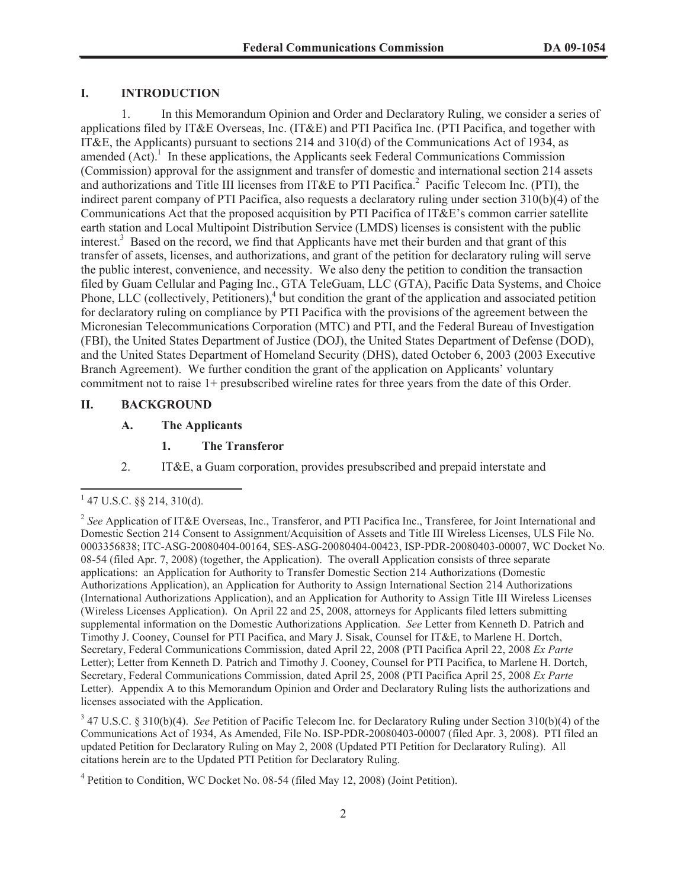## I. INTRODUCTION

1. In this Memorandum Opinion and Order and Declaratory Ruling, we consider a series of applications filed by IT&E Overseas, Inc. (IT&E) and PTI Pacifica Inc. (PTI Pacifica, and together with IT&E, the Applicants) pursuant to sections 214 and 310(d) of the Communications Act of 1934, as amended (Act).[1] In these applications, the Applicants seek Federal Communications Commission (Commission) approval for the assignment and transfer of domestic and international section 214 assets and authorizations and Title III licenses from IT&E to PTI Pacifica.[2] Pacific Telecom Inc. (PTI), the indirect parent company of PTI Pacifica, also requests a declaratory ruling under section 310(b)(4) of the Communications Act that the proposed acquisition by PTI Pacifica of IT&E's common carrier satellite earth station and Local Multipoint Distribution Service (LMDS) licenses is consistent with the public interest.[3] Based on the record, we find that Applicants have met their burden and that grant of this transfer of assets, licenses, and authorizations, and grant of the petition for declaratory ruling will serve the public interest, convenience, and necessity. We also deny the petition to condition the transaction filed by Guam Cellular and Paging Inc., GTA TeleGuam, LLC (GTA), Pacific Data Systems, and Choice Phone, LLC (collectively, Petitioners),[4] but condition the grant of the application and associated petition for declaratory ruling on compliance by PTI Pacifica with the provisions of the agreement between the Micronesian Telecommunications Corporation (MTC) and PTI, and the Federal Bureau of Investigation (FBI), the United States Department of Justice (DOJ), the United States Department of Defense (DOD), and the United States Department of Homeland Security (DHS), dated October 6, 2003 (2003 Executive Branch Agreement). We further condition the grant of the application on Applicants' voluntary commitment not to raise 1+ presubscribed wireline rates for three years from the date of this Order.

## II. BACKGROUND

### A. The Applicants

#### 1. The Transferor

2. IT&E, a Guam corporation, provides presubscribed and prepaid interstate and

---

[1] 47 U.S.C. §§ 214, 310(d).

[2] *See* Application of IT&E Overseas, Inc., Transferor, and PTI Pacifica Inc., Transferee, for Joint International and Domestic Section 214 Consent to Assignment/Acquisition of Assets and Title III Wireless Licenses, ULS File No. 0003356838; ITC-ASG-20080404-00164, SES-ASG-20080404-00423, ISP-PDR-20080403-00007, WC Docket No. 08-54 (filed Apr. 7, 2008) (together, the Application). The overall Application consists of three separate applications: an Application for Authority to Transfer Domestic Section 214 Authorizations (Domestic Authorizations Application), an Application for Authority to Assign International Section 214 Authorizations (International Authorizations Application), and an Application for Authority to Assign Title III Wireless Licenses (Wireless Licenses Application). On April 22 and 25, 2008, attorneys for Applicants filed letters submitting supplemental information on the Domestic Authorizations Application. *See* Letter from Kenneth D. Patrich and Timothy J. Cooney, Counsel for PTI Pacifica, and Mary J. Sisak, Counsel for IT&E, to Marlene H. Dortch, Secretary, Federal Communications Commission, dated April 22, 2008 (PTI Pacifica April 22, 2008 *Ex Parte* Letter); Letter from Kenneth D. Patrich and Timothy J. Cooney, Counsel for PTI Pacifica, to Marlene H. Dortch, Secretary, Federal Communications Commission, dated April 25, 2008 (PTI Pacifica April 25, 2008 *Ex Parte* Letter). Appendix A to this Memorandum Opinion and Order and Declaratory Ruling lists the authorizations and licenses associated with the Application.

[3] 47 U.S.C. § 310(b)(4). *See* Petition of Pacific Telecom Inc. for Declaratory Ruling under Section 310(b)(4) of the Communications Act of 1934, As Amended, File No. ISP-PDR-20080403-00007 (filed Apr. 3, 2008). PTI filed an updated Petition for Declaratory Ruling on May 2, 2008 (Updated PTI Petition for Declaratory Ruling). All citations herein are to the Updated PTI Petition for Declaratory Ruling.

[4] Petition to Condition, WC Docket No. 08-54 (filed May 12, 2008) (Joint Petition).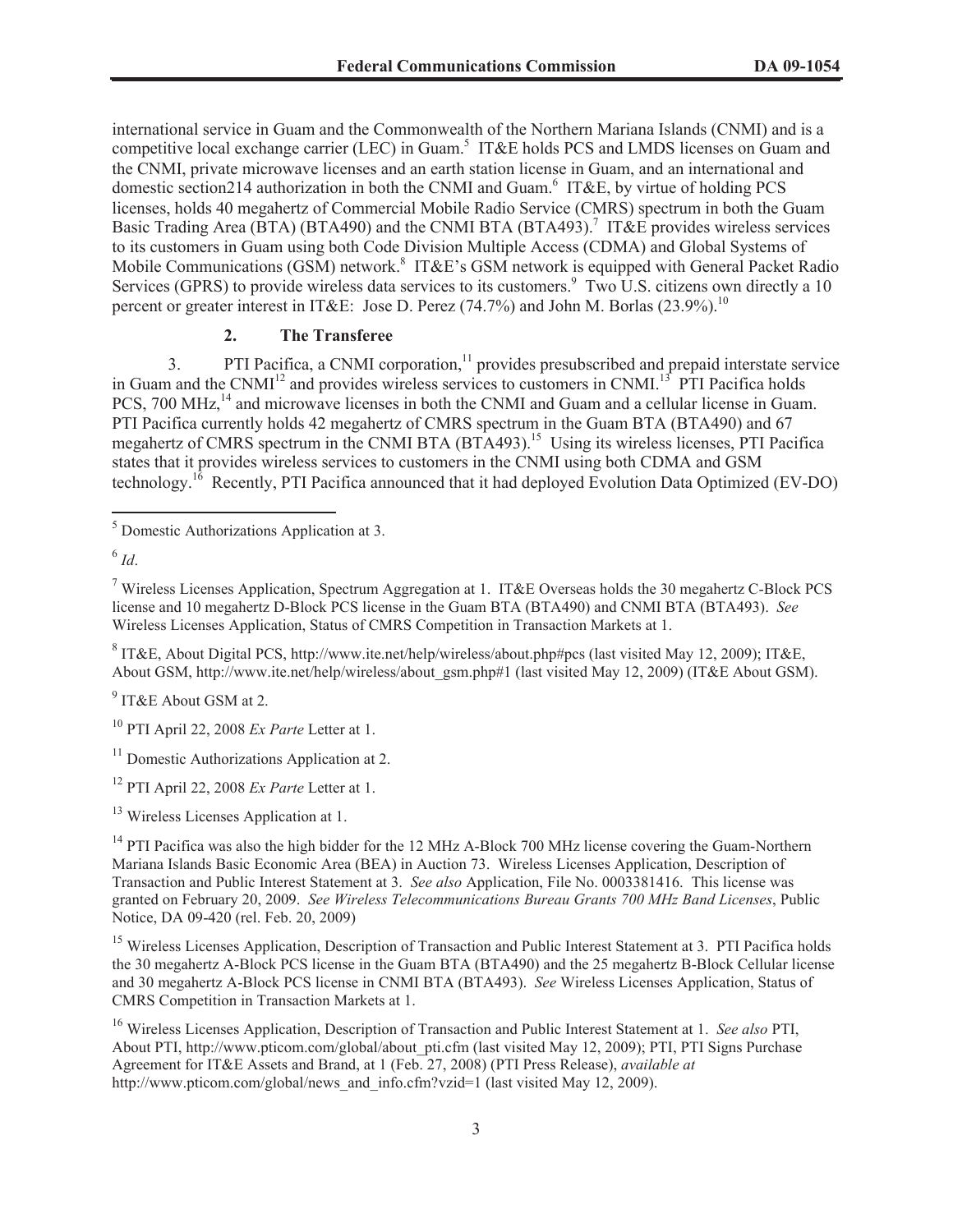international service in Guam and the Commonwealth of the Northern Mariana Islands (CNMI) and is a competitive local exchange carrier (LEC) in Guam.[5] IT&E holds PCS and LMDS licenses on Guam and the CNMI, private microwave licenses and an earth station license in Guam, and an international and domestic section214 authorization in both the CNMI and Guam.[6] IT&E, by virtue of holding PCS licenses, holds 40 megahertz of Commercial Mobile Radio Service (CMRS) spectrum in both the Guam Basic Trading Area (BTA) (BTA490) and the CNMI BTA (BTA493).[7] IT&E provides wireless services to its customers in Guam using both Code Division Multiple Access (CDMA) and Global Systems of Mobile Communications (GSM) network.[8] IT&E's GSM network is equipped with General Packet Radio Services (GPRS) to provide wireless data services to its customers.[9] Two U.S. citizens own directly a 10 percent or greater interest in IT&E: Jose D. Perez (74.7%) and John M. Borlas (23.9%).[10]

### 2. The Transferee

3. PTI Pacifica, a CNMI corporation,[11] provides presubscribed and prepaid interstate service in Guam and the CNMI[12] and provides wireless services to customers in CNMI.[13] PTI Pacifica holds PCS, 700 MHz,[14] and microwave licenses in both the CNMI and Guam and a cellular license in Guam. PTI Pacifica currently holds 42 megahertz of CMRS spectrum in the Guam BTA (BTA490) and 67 megahertz of CMRS spectrum in the CNMI BTA (BTA493).[15] Using its wireless licenses, PTI Pacifica states that it provides wireless services to customers in the CNMI using both CDMA and GSM technology.[16] Recently, PTI Pacifica announced that it had deployed Evolution Data Optimized (EV-DO)

---

[5] Domestic Authorizations Application at 3.

[6] *Id*.

[7] Wireless Licenses Application, Spectrum Aggregation at 1. IT&E Overseas holds the 30 megahertz C-Block PCS license and 10 megahertz D-Block PCS license in the Guam BTA (BTA490) and CNMI BTA (BTA493). *See* Wireless Licenses Application, Status of CMRS Competition in Transaction Markets at 1.

[8] IT&E, About Digital PCS, http://www.ite.net/help/wireless/about.php#pcs (last visited May 12, 2009); IT&E, About GSM, http://www.ite.net/help/wireless/about_gsm.php#1 (last visited May 12, 2009) (IT&E About GSM).

[9] IT&E About GSM at 2.

[10] PTI April 22, 2008 *Ex Parte* Letter at 1.

[11] Domestic Authorizations Application at 2.

[12] PTI April 22, 2008 *Ex Parte* Letter at 1.

[13] Wireless Licenses Application at 1.

[14] PTI Pacifica was also the high bidder for the 12 MHz A-Block 700 MHz license covering the Guam-Northern Mariana Islands Basic Economic Area (BEA) in Auction 73. Wireless Licenses Application, Description of Transaction and Public Interest Statement at 3. *See also* Application, File No. 0003381416. This license was granted on February 20, 2009. *See Wireless Telecommunications Bureau Grants 700 MHz Band Licenses*, Public Notice, DA 09-420 (rel. Feb. 20, 2009)

[15] Wireless Licenses Application, Description of Transaction and Public Interest Statement at 3. PTI Pacifica holds the 30 megahertz A-Block PCS license in the Guam BTA (BTA490) and the 25 megahertz B-Block Cellular license and 30 megahertz A-Block PCS license in CNMI BTA (BTA493). *See* Wireless Licenses Application, Status of CMRS Competition in Transaction Markets at 1.

[16] Wireless Licenses Application, Description of Transaction and Public Interest Statement at 1. *See also* PTI, About PTI, http://www.pticom.com/global/about_pti.cfm (last visited May 12, 2009); PTI, PTI Signs Purchase Agreement for IT&E Assets and Brand, at 1 (Feb. 27, 2008) (PTI Press Release), *available at* http://www.pticom.com/global/news_and_info.cfm?vzid=1 (last visited May 12, 2009).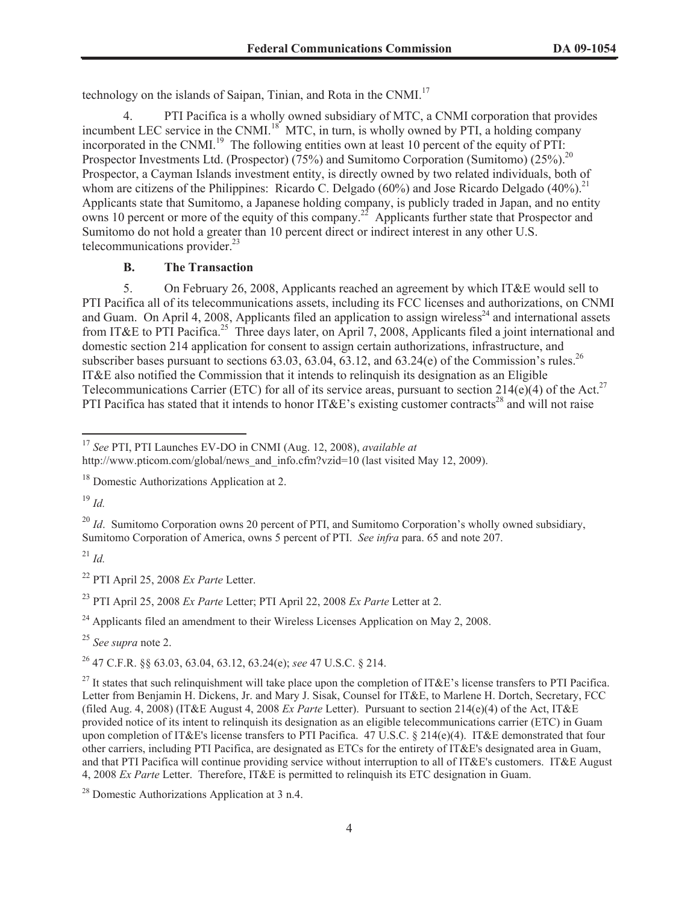technology on the islands of Saipan, Tinian, and Rota in the CNMI.[17]

4. PTI Pacifica is a wholly owned subsidiary of MTC, a CNMI corporation that provides incumbent LEC service in the CNMI.[18] MTC, in turn, is wholly owned by PTI, a holding company incorporated in the CNMI.[19] The following entities own at least 10 percent of the equity of PTI: Prospector Investments Ltd. (Prospector) (75%) and Sumitomo Corporation (Sumitomo) (25%).[20] Prospector, a Cayman Islands investment entity, is directly owned by two related individuals, both of whom are citizens of the Philippines: Ricardo C. Delgado (60%) and Jose Ricardo Delgado (40%).[21] Applicants state that Sumitomo, a Japanese holding company, is publicly traded in Japan, and no entity owns 10 percent or more of the equity of this company.[22] Applicants further state that Prospector and Sumitomo do not hold a greater than 10 percent direct or indirect interest in any other U.S. telecommunications provider.[23]

### B. The Transaction

5. On February 26, 2008, Applicants reached an agreement by which IT&E would sell to PTI Pacifica all of its telecommunications assets, including its FCC licenses and authorizations, on CNMI and Guam. On April 4, 2008, Applicants filed an application to assign wireless[24] and international assets from IT&E to PTI Pacifica.[25] Three days later, on April 7, 2008, Applicants filed a joint international and domestic section 214 application for consent to assign certain authorizations, infrastructure, and subscriber bases pursuant to sections 63.03, 63.04, 63.12, and 63.24(e) of the Commission's rules.[26] IT&E also notified the Commission that it intends to relinquish its designation as an Eligible Telecommunications Carrier (ETC) for all of its service areas, pursuant to section 214(e)(4) of the Act.[27] PTI Pacifica has stated that it intends to honor IT&E's existing customer contracts[28] and will not raise

---

[17] *See* PTI, PTI Launches EV-DO in CNMI (Aug. 12, 2008), *available at* http://www.pticom.com/global/news_and_info.cfm?vzid=10 (last visited May 12, 2009).

[18] Domestic Authorizations Application at 2.

[19] *Id.*

[20] *Id*. Sumitomo Corporation owns 20 percent of PTI, and Sumitomo Corporation's wholly owned subsidiary, Sumitomo Corporation of America, owns 5 percent of PTI. *See infra* para. 65 and note 207.

[21] *Id.*

[22] PTI April 25, 2008 *Ex Parte* Letter.

[23] PTI April 25, 2008 *Ex Parte* Letter; PTI April 22, 2008 *Ex Parte* Letter at 2.

[24] Applicants filed an amendment to their Wireless Licenses Application on May 2, 2008.

[25] *See supra* note 2.

[26] 47 C.F.R. §§ 63.03, 63.04, 63.12, 63.24(e); *see* 47 U.S.C. § 214.

[27] It states that such relinquishment will take place upon the completion of IT&E's license transfers to PTI Pacifica. Letter from Benjamin H. Dickens, Jr. and Mary J. Sisak, Counsel for IT&E, to Marlene H. Dortch, Secretary, FCC (filed Aug. 4, 2008) (IT&E August 4, 2008 *Ex Parte* Letter). Pursuant to section 214(e)(4) of the Act, IT&E provided notice of its intent to relinquish its designation as an eligible telecommunications carrier (ETC) in Guam upon completion of IT&E's license transfers to PTI Pacifica. 47 U.S.C. § 214(e)(4). IT&E demonstrated that four other carriers, including PTI Pacifica, are designated as ETCs for the entirety of IT&E's designated area in Guam, and that PTI Pacifica will continue providing service without interruption to all of IT&E's customers. IT&E August 4, 2008 *Ex Parte* Letter. Therefore, IT&E is permitted to relinquish its ETC designation in Guam.

[28] Domestic Authorizations Application at 3 n.4.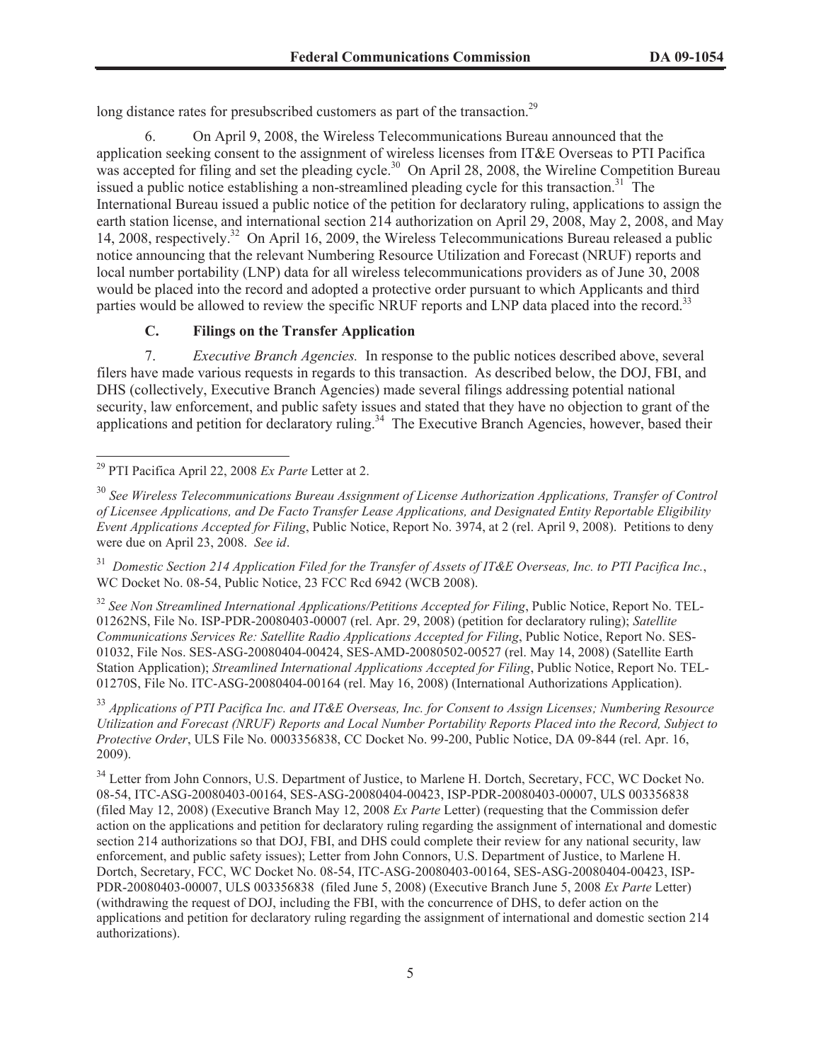long distance rates for presubscribed customers as part of the transaction.[29]

6. On April 9, 2008, the Wireless Telecommunications Bureau announced that the application seeking consent to the assignment of wireless licenses from IT&E Overseas to PTI Pacifica was accepted for filing and set the pleading cycle.[30] On April 28, 2008, the Wireline Competition Bureau issued a public notice establishing a non-streamlined pleading cycle for this transaction.[31] The International Bureau issued a public notice of the petition for declaratory ruling, applications to assign the earth station license, and international section 214 authorization on April 29, 2008, May 2, 2008, and May 14, 2008, respectively.[32] On April 16, 2009, the Wireless Telecommunications Bureau released a public notice announcing that the relevant Numbering Resource Utilization and Forecast (NRUF) reports and local number portability (LNP) data for all wireless telecommunications providers as of June 30, 2008 would be placed into the record and adopted a protective order pursuant to which Applicants and third parties would be allowed to review the specific NRUF reports and LNP data placed into the record.[33]

### C. Filings on the Transfer Application

7. *Executive Branch Agencies.* In response to the public notices described above, several filers have made various requests in regards to this transaction. As described below, the DOJ, FBI, and DHS (collectively, Executive Branch Agencies) made several filings addressing potential national security, law enforcement, and public safety issues and stated that they have no objection to grant of the applications and petition for declaratory ruling.[34] The Executive Branch Agencies, however, based their

---

[29] PTI Pacifica April 22, 2008 *Ex Parte* Letter at 2.

[30] *See Wireless Telecommunications Bureau Assignment of License Authorization Applications, Transfer of Control of Licensee Applications, and De Facto Transfer Lease Applications, and Designated Entity Reportable Eligibility Event Applications Accepted for Filing*, Public Notice, Report No. 3974, at 2 (rel. April 9, 2008). Petitions to deny were due on April 23, 2008. *See id*.

[31] *Domestic Section 214 Application Filed for the Transfer of Assets of IT&E Overseas, Inc. to PTI Pacifica Inc.*, WC Docket No. 08-54, Public Notice, 23 FCC Rcd 6942 (WCB 2008).

[32] *See Non Streamlined International Applications/Petitions Accepted for Filing*, Public Notice, Report No. TEL-01262NS, File No. ISP-PDR-20080403-00007 (rel. Apr. 29, 2008) (petition for declaratory ruling); *Satellite Communications Services Re: Satellite Radio Applications Accepted for Filing*, Public Notice, Report No. SES-01032, File Nos. SES-ASG-20080404-00424, SES-AMD-20080502-00527 (rel. May 14, 2008) (Satellite Earth Station Application); *Streamlined International Applications Accepted for Filing*, Public Notice, Report No. TEL-01270S, File No. ITC-ASG-20080404-00164 (rel. May 16, 2008) (International Authorizations Application).

[33] *Applications of PTI Pacifica Inc. and IT&E Overseas, Inc. for Consent to Assign Licenses; Numbering Resource Utilization and Forecast (NRUF) Reports and Local Number Portability Reports Placed into the Record, Subject to Protective Order*, ULS File No. 0003356838, CC Docket No. 99-200, Public Notice, DA 09-844 (rel. Apr. 16, 2009).

[34] Letter from John Connors, U.S. Department of Justice, to Marlene H. Dortch, Secretary, FCC, WC Docket No. 08-54, ITC-ASG-20080403-00164, SES-ASG-20080404-00423, ISP-PDR-20080403-00007, ULS 003356838 (filed May 12, 2008) (Executive Branch May 12, 2008 *Ex Parte* Letter) (requesting that the Commission defer action on the applications and petition for declaratory ruling regarding the assignment of international and domestic section 214 authorizations so that DOJ, FBI, and DHS could complete their review for any national security, law enforcement, and public safety issues); Letter from John Connors, U.S. Department of Justice, to Marlene H. Dortch, Secretary, FCC, WC Docket No. 08-54, ITC-ASG-20080403-00164, SES-ASG-20080404-00423, ISP-PDR-20080403-00007, ULS 003356838 (filed June 5, 2008) (Executive Branch June 5, 2008 *Ex Parte* Letter) (withdrawing the request of DOJ, including the FBI, with the concurrence of DHS, to defer action on the applications and petition for declaratory ruling regarding the assignment of international and domestic section 214 authorizations).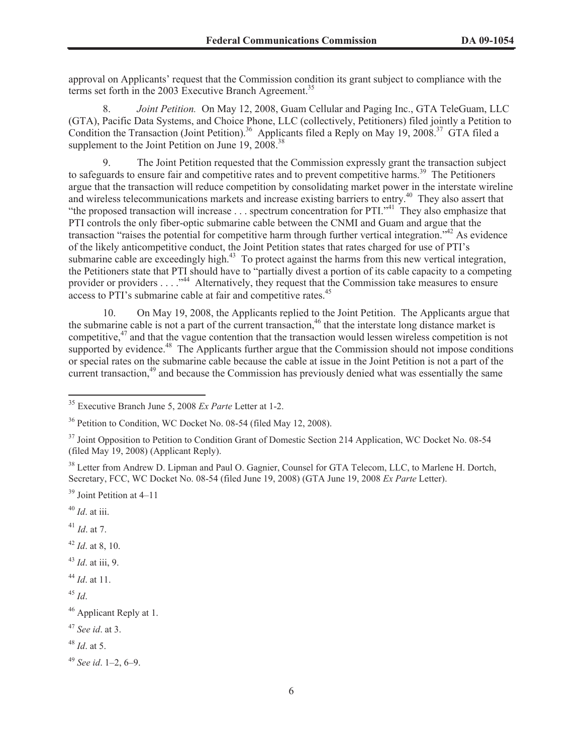approval on Applicants' request that the Commission condition its grant subject to compliance with the terms set forth in the 2003 Executive Branch Agreement.[35]

8. *Joint Petition.* On May 12, 2008, Guam Cellular and Paging Inc., GTA TeleGuam, LLC (GTA), Pacific Data Systems, and Choice Phone, LLC (collectively, Petitioners) filed jointly a Petition to Condition the Transaction (Joint Petition).[36] Applicants filed a Reply on May 19, 2008.[37] GTA filed a supplement to the Joint Petition on June 19, 2008.[38]

9. The Joint Petition requested that the Commission expressly grant the transaction subject to safeguards to ensure fair and competitive rates and to prevent competitive harms.[39] The Petitioners argue that the transaction will reduce competition by consolidating market power in the interstate wireline and wireless telecommunications markets and increase existing barriers to entry.[40] They also assert that "the proposed transaction will increase . . . spectrum concentration for PTI."[41] They also emphasize that PTI controls the only fiber-optic submarine cable between the CNMI and Guam and argue that the transaction "raises the potential for competitive harm through further vertical integration."[42] As evidence of the likely anticompetitive conduct, the Joint Petition states that rates charged for use of PTI's submarine cable are exceedingly high.[43] To protect against the harms from this new vertical integration, the Petitioners state that PTI should have to "partially divest a portion of its cable capacity to a competing provider or providers . . . ."[44] Alternatively, they request that the Commission take measures to ensure access to PTI's submarine cable at fair and competitive rates.[45]

10. On May 19, 2008, the Applicants replied to the Joint Petition. The Applicants argue that the submarine cable is not a part of the current transaction,[46] that the interstate long distance market is competitive,[47] and that the vague contention that the transaction would lessen wireless competition is not supported by evidence.[48] The Applicants further argue that the Commission should not impose conditions or special rates on the submarine cable because the cable at issue in the Joint Petition is not a part of the current transaction,[49] and because the Commission has previously denied what was essentially the same

---

[35] Executive Branch June 5, 2008 *Ex Parte* Letter at 1-2.

[36] Petition to Condition, WC Docket No. 08-54 (filed May 12, 2008).

[37] Joint Opposition to Petition to Condition Grant of Domestic Section 214 Application, WC Docket No. 08-54 (filed May 19, 2008) (Applicant Reply).

[38] Letter from Andrew D. Lipman and Paul O. Gagnier, Counsel for GTA Telecom, LLC, to Marlene H. Dortch, Secretary, FCC, WC Docket No. 08-54 (filed June 19, 2008) (GTA June 19, 2008 *Ex Parte* Letter).

[39] Joint Petition at 4–11

[40] *Id*. at iii.

[41] *Id*. at 7.

[42] *Id*. at 8, 10.

[43] *Id*. at iii, 9.

[44] *Id*. at 11.

[45] *Id*.

[46] Applicant Reply at 1.

[47] *See id*. at 3.

[48] *Id*. at 5.

[49] *See id*. 1–2, 6–9.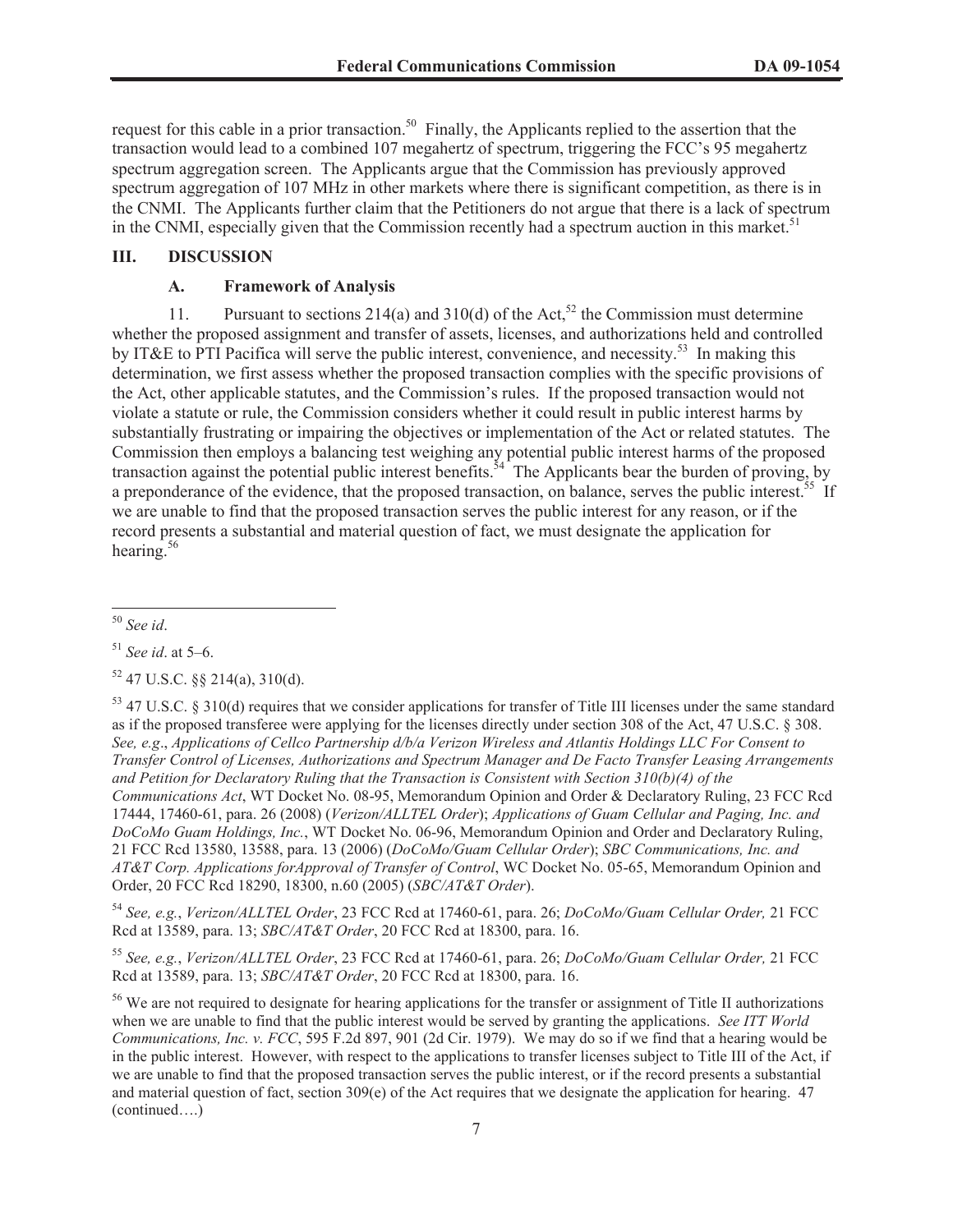request for this cable in a prior transaction.[50] Finally, the Applicants replied to the assertion that the transaction would lead to a combined 107 megahertz of spectrum, triggering the FCC's 95 megahertz spectrum aggregation screen. The Applicants argue that the Commission has previously approved spectrum aggregation of 107 MHz in other markets where there is significant competition, as there is in the CNMI. The Applicants further claim that the Petitioners do not argue that there is a lack of spectrum in the CNMI, especially given that the Commission recently had a spectrum auction in this market.[51]

## III. DISCUSSION

### A. Framework of Analysis

11. Pursuant to sections 214(a) and 310(d) of the Act,[52] the Commission must determine whether the proposed assignment and transfer of assets, licenses, and authorizations held and controlled by IT&E to PTI Pacifica will serve the public interest, convenience, and necessity.[53] In making this determination, we first assess whether the proposed transaction complies with the specific provisions of the Act, other applicable statutes, and the Commission's rules. If the proposed transaction would not violate a statute or rule, the Commission considers whether it could result in public interest harms by substantially frustrating or impairing the objectives or implementation of the Act or related statutes. The Commission then employs a balancing test weighing any potential public interest harms of the proposed transaction against the potential public interest benefits.[54] The Applicants bear the burden of proving, by a preponderance of the evidence, that the proposed transaction, on balance, serves the public interest.[55] If we are unable to find that the proposed transaction serves the public interest for any reason, or if the record presents a substantial and material question of fact, we must designate the application for hearing.[56]

---

[50] *See id*.

[51] *See id*. at 5–6.

[52] 47 U.S.C. §§ 214(a), 310(d).

[53] 47 U.S.C. § 310(d) requires that we consider applications for transfer of Title III licenses under the same standard as if the proposed transferee were applying for the licenses directly under section 308 of the Act, 47 U.S.C. § 308. *See, e.g*., *Applications of Cellco Partnership d/b/a Verizon Wireless and Atlantis Holdings LLC For Consent to Transfer Control of Licenses, Authorizations and Spectrum Manager and De Facto Transfer Leasing Arrangements and Petition for Declaratory Ruling that the Transaction is Consistent with Section 310(b)(4) of the Communications Act*, WT Docket No. 08-95, Memorandum Opinion and Order & Declaratory Ruling, 23 FCC Rcd 17444, 17460-61, para. 26 (2008) (*Verizon/ALLTEL Order*); *Applications of Guam Cellular and Paging, Inc. and DoCoMo Guam Holdings, Inc.*, WT Docket No. 06-96, Memorandum Opinion and Order and Declaratory Ruling, 21 FCC Rcd 13580, 13588, para. 13 (2006) (*DoCoMo/Guam Cellular Order*); *SBC Communications, Inc. and AT&T Corp. Applications forApproval of Transfer of Control*, WC Docket No. 05-65, Memorandum Opinion and Order, 20 FCC Rcd 18290, 18300, n.60 (2005) (*SBC/AT&T Order*).

[54] *See, e.g.*, *Verizon/ALLTEL Order*, 23 FCC Rcd at 17460-61, para. 26; *DoCoMo/Guam Cellular Order,* 21 FCC Rcd at 13589, para. 13; *SBC/AT&T Order*, 20 FCC Rcd at 18300, para. 16.

[55] *See, e.g.*, *Verizon/ALLTEL Order*, 23 FCC Rcd at 17460-61, para. 26; *DoCoMo/Guam Cellular Order,* 21 FCC Rcd at 13589, para. 13; *SBC/AT&T Order*, 20 FCC Rcd at 18300, para. 16.

[56] We are not required to designate for hearing applications for the transfer or assignment of Title II authorizations when we are unable to find that the public interest would be served by granting the applications. *See ITT World Communications, Inc. v. FCC*, 595 F.2d 897, 901 (2d Cir. 1979). We may do so if we find that a hearing would be in the public interest. However, with respect to the applications to transfer licenses subject to Title III of the Act, if we are unable to find that the proposed transaction serves the public interest, or if the record presents a substantial and material question of fact, section 309(e) of the Act requires that we designate the application for hearing. 47 (continued….)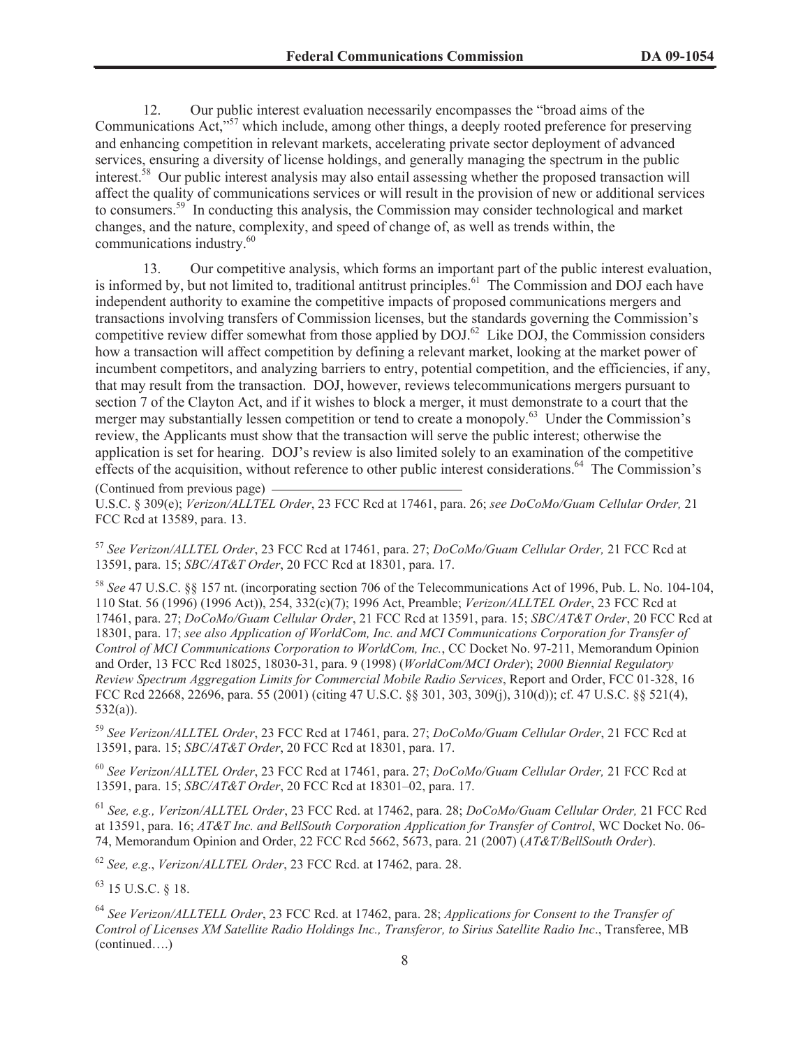12. Our public interest evaluation necessarily encompasses the "broad aims of the Communications Act,"[57] which include, among other things, a deeply rooted preference for preserving and enhancing competition in relevant markets, accelerating private sector deployment of advanced services, ensuring a diversity of license holdings, and generally managing the spectrum in the public interest.[58] Our public interest analysis may also entail assessing whether the proposed transaction will affect the quality of communications services or will result in the provision of new or additional services to consumers.[59] In conducting this analysis, the Commission may consider technological and market changes, and the nature, complexity, and speed of change of, as well as trends within, the communications industry.[60]

13. Our competitive analysis, which forms an important part of the public interest evaluation, is informed by, but not limited to, traditional antitrust principles.[61] The Commission and DOJ each have independent authority to examine the competitive impacts of proposed communications mergers and transactions involving transfers of Commission licenses, but the standards governing the Commission's competitive review differ somewhat from those applied by DOJ.[62] Like DOJ, the Commission considers how a transaction will affect competition by defining a relevant market, looking at the market power of incumbent competitors, and analyzing barriers to entry, potential competition, and the efficiencies, if any, that may result from the transaction. DOJ, however, reviews telecommunications mergers pursuant to section 7 of the Clayton Act, and if it wishes to block a merger, it must demonstrate to a court that the merger may substantially lessen competition or tend to create a monopoly.[63] Under the Commission's review, the Applicants must show that the transaction will serve the public interest; otherwise the application is set for hearing. DOJ's review is also limited solely to an examination of the competitive effects of the acquisition, without reference to other public interest considerations.[64] The Commission's

(Continued from previous page)

U.S.C. § 309(e); *Verizon/ALLTEL Order*, 23 FCC Rcd at 17461, para. 26; *see DoCoMo/Guam Cellular Order,* 21 FCC Rcd at 13589, para. 13.

[57] *See Verizon/ALLTEL Order*, 23 FCC Rcd at 17461, para. 27; *DoCoMo/Guam Cellular Order,* 21 FCC Rcd at 13591, para. 15; *SBC/AT&T Order*, 20 FCC Rcd at 18301, para. 17.

[58] *See* 47 U.S.C. §§ 157 nt. (incorporating section 706 of the Telecommunications Act of 1996, Pub. L. No. 104-104, 110 Stat. 56 (1996) (1996 Act)), 254, 332(c)(7); 1996 Act, Preamble; *Verizon/ALLTEL Order*, 23 FCC Rcd at 17461, para. 27; *DoCoMo/Guam Cellular Order*, 21 FCC Rcd at 13591, para. 15; *SBC/AT&T Order*, 20 FCC Rcd at 18301, para. 17; *see also Application of WorldCom, Inc. and MCI Communications Corporation for Transfer of Control of MCI Communications Corporation to WorldCom, Inc.*, CC Docket No. 97-211, Memorandum Opinion and Order, 13 FCC Rcd 18025, 18030-31, para. 9 (1998) (*WorldCom/MCI Order*); *2000 Biennial Regulatory Review Spectrum Aggregation Limits for Commercial Mobile Radio Services*, Report and Order, FCC 01-328, 16 FCC Rcd 22668, 22696, para. 55 (2001) (citing 47 U.S.C. §§ 301, 303, 309(j), 310(d)); cf. 47 U.S.C. §§ 521(4), 532(a)).

[59] *See Verizon/ALLTEL Order*, 23 FCC Rcd at 17461, para. 27; *DoCoMo/Guam Cellular Order*, 21 FCC Rcd at 13591, para. 15; *SBC/AT&T Order*, 20 FCC Rcd at 18301, para. 17.

[60] *See Verizon/ALLTEL Order*, 23 FCC Rcd at 17461, para. 27; *DoCoMo/Guam Cellular Order,* 21 FCC Rcd at 13591, para. 15; *SBC/AT&T Order*, 20 FCC Rcd at 18301–02, para. 17.

[61] *See, e.g., Verizon/ALLTEL Order*, 23 FCC Rcd. at 17462, para. 28; *DoCoMo/Guam Cellular Order,* 21 FCC Rcd at 13591, para. 16; *AT&T Inc. and BellSouth Corporation Application for Transfer of Control*, WC Docket No. 06-74, Memorandum Opinion and Order, 22 FCC Rcd 5662, 5673, para. 21 (2007) (*AT&T/BellSouth Order*).

[62] *See, e.g*., *Verizon/ALLTEL Order*, 23 FCC Rcd. at 17462, para. 28.

[63] 15 U.S.C. § 18.

[64] *See Verizon/ALLTELL Order*, 23 FCC Rcd. at 17462, para. 28; *Applications for Consent to the Transfer of Control of Licenses XM Satellite Radio Holdings Inc., Transferor, to Sirius Satellite Radio Inc*., Transferee, MB (continued….)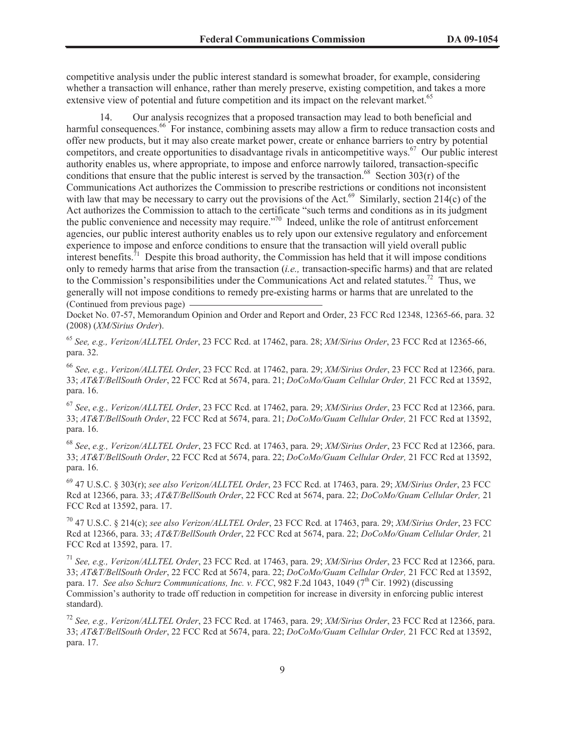competitive analysis under the public interest standard is somewhat broader, for example, considering whether a transaction will enhance, rather than merely preserve, existing competition, and takes a more extensive view of potential and future competition and its impact on the relevant market.[65]

14. Our analysis recognizes that a proposed transaction may lead to both beneficial and harmful consequences.[66] For instance, combining assets may allow a firm to reduce transaction costs and offer new products, but it may also create market power, create or enhance barriers to entry by potential competitors, and create opportunities to disadvantage rivals in anticompetitive ways.[67] Our public interest authority enables us, where appropriate, to impose and enforce narrowly tailored, transaction-specific conditions that ensure that the public interest is served by the transaction.[68] Section 303(r) of the Communications Act authorizes the Commission to prescribe restrictions or conditions not inconsistent with law that may be necessary to carry out the provisions of the Act.[69] Similarly, section 214(c) of the Act authorizes the Commission to attach to the certificate "such terms and conditions as in its judgment the public convenience and necessity may require."[70] Indeed, unlike the role of antitrust enforcement agencies, our public interest authority enables us to rely upon our extensive regulatory and enforcement experience to impose and enforce conditions to ensure that the transaction will yield overall public interest benefits.[71] Despite this broad authority, the Commission has held that it will impose conditions only to remedy harms that arise from the transaction (*i.e.,* transaction-specific harms) and that are related to the Commission's responsibilities under the Communications Act and related statutes.[72] Thus, we generally will not impose conditions to remedy pre-existing harms or harms that are unrelated to the

(Continued from previous page)

Docket No. 07-57, Memorandum Opinion and Order and Report and Order, 23 FCC Rcd 12348, 12365-66, para. 32 (2008) (*XM/Sirius Order*).

[65] *See, e.g., Verizon/ALLTEL Order*, 23 FCC Rcd. at 17462, para. 28; *XM/Sirius Order*, 23 FCC Rcd at 12365-66, para. 32.

[66] *See, e.g., Verizon/ALLTEL Order*, 23 FCC Rcd. at 17462, para. 29; *XM/Sirius Order*, 23 FCC Rcd at 12366, para. 33; *AT&T/BellSouth Order*, 22 FCC Rcd at 5674, para. 21; *DoCoMo/Guam Cellular Order,* 21 FCC Rcd at 13592, para. 16.

[67] *See*, *e.g., Verizon/ALLTEL Order*, 23 FCC Rcd. at 17462, para. 29; *XM/Sirius Order*, 23 FCC Rcd at 12366, para. 33; *AT&T/BellSouth Order*, 22 FCC Rcd at 5674, para. 21; *DoCoMo/Guam Cellular Order,* 21 FCC Rcd at 13592, para. 16.

[68] *See*, *e.g., Verizon/ALLTEL Order*, 23 FCC Rcd. at 17463, para. 29; *XM/Sirius Order*, 23 FCC Rcd at 12366, para. 33; *AT&T/BellSouth Order*, 22 FCC Rcd at 5674, para. 22; *DoCoMo/Guam Cellular Order,* 21 FCC Rcd at 13592, para. 16.

[69] 47 U.S.C. § 303(r); *see also Verizon/ALLTEL Order*, 23 FCC Rcd. at 17463, para. 29; *XM/Sirius Order*, 23 FCC Rcd at 12366, para. 33; *AT&T/BellSouth Order*, 22 FCC Rcd at 5674, para. 22; *DoCoMo/Guam Cellular Order,* 21 FCC Rcd at 13592, para. 17.

[70] 47 U.S.C. § 214(c); *see also Verizon/ALLTEL Order*, 23 FCC Rcd. at 17463, para. 29; *XM/Sirius Order*, 23 FCC Rcd at 12366, para. 33; *AT&T/BellSouth Order*, 22 FCC Rcd at 5674, para. 22; *DoCoMo/Guam Cellular Order,* 21 FCC Rcd at 13592, para. 17.

[71] *See, e.g., Verizon/ALLTEL Order*, 23 FCC Rcd. at 17463, para. 29; *XM/Sirius Order*, 23 FCC Rcd at 12366, para. 33; *AT&T/BellSouth Order*, 22 FCC Rcd at 5674, para. 22; *DoCoMo/Guam Cellular Order,* 21 FCC Rcd at 13592, para. 17. *See also Schurz Communications, Inc. v. FCC*, 982 F.2d 1043, 1049 (7th Cir. 1992) (discussing Commission's authority to trade off reduction in competition for increase in diversity in enforcing public interest standard).

[72] *See, e.g., Verizon/ALLTEL Order*, 23 FCC Rcd. at 17463, para. 29; *XM/Sirius Order*, 23 FCC Rcd at 12366, para. 33; *AT&T/BellSouth Order*, 22 FCC Rcd at 5674, para. 22; *DoCoMo/Guam Cellular Order,* 21 FCC Rcd at 13592, para. 17.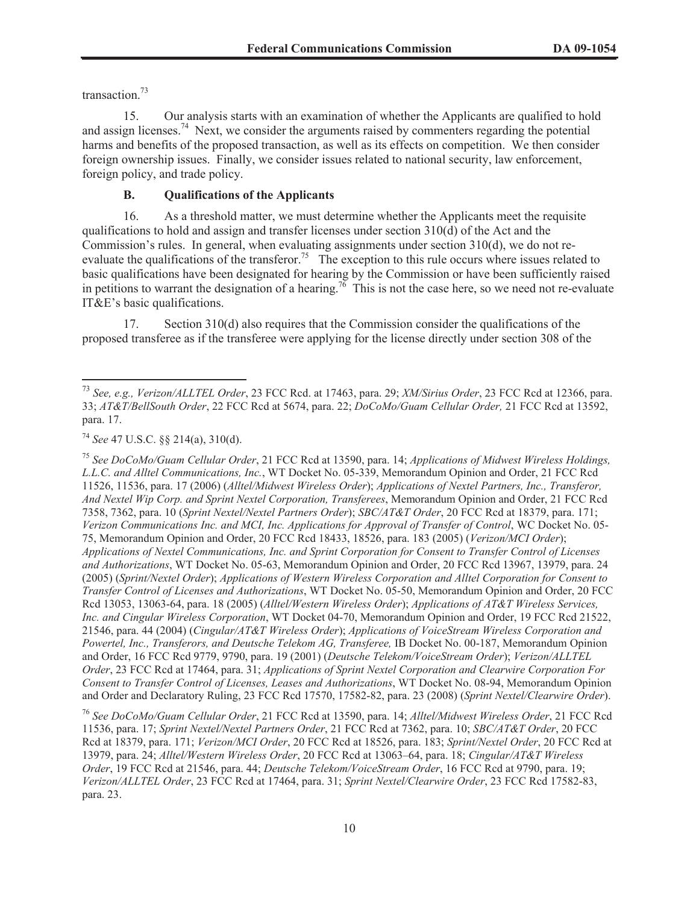transaction.[73]

15. Our analysis starts with an examination of whether the Applicants are qualified to hold and assign licenses.[74] Next, we consider the arguments raised by commenters regarding the potential harms and benefits of the proposed transaction, as well as its effects on competition. We then consider foreign ownership issues. Finally, we consider issues related to national security, law enforcement, foreign policy, and trade policy.

### B. Qualifications of the Applicants

16. As a threshold matter, we must determine whether the Applicants meet the requisite qualifications to hold and assign and transfer licenses under section 310(d) of the Act and the Commission's rules. In general, when evaluating assignments under section 310(d), we do not re-evaluate the qualifications of the transferor.[75] The exception to this rule occurs where issues related to basic qualifications have been designated for hearing by the Commission or have been sufficiently raised in petitions to warrant the designation of a hearing.[76] This is not the case here, so we need not re-evaluate IT&E's basic qualifications.

17. Section 310(d) also requires that the Commission consider the qualifications of the proposed transferee as if the transferee were applying for the license directly under section 308 of the

---

[73] *See, e.g., Verizon/ALLTEL Order*, 23 FCC Rcd. at 17463, para. 29; *XM/Sirius Order*, 23 FCC Rcd at 12366, para. 33; *AT&T/BellSouth Order*, 22 FCC Rcd at 5674, para. 22; *DoCoMo/Guam Cellular Order,* 21 FCC Rcd at 13592, para. 17.

[74] *See* 47 U.S.C. §§ 214(a), 310(d).

[75] *See DoCoMo/Guam Cellular Order*, 21 FCC Rcd at 13590, para. 14; *Applications of Midwest Wireless Holdings, L.L.C. and Alltel Communications, Inc.*, WT Docket No. 05-339, Memorandum Opinion and Order, 21 FCC Rcd 11526, 11536, para. 17 (2006) (*Alltel/Midwest Wireless Order*); *Applications of Nextel Partners, Inc., Transferor, And Nextel Wip Corp. and Sprint Nextel Corporation, Transferees*, Memorandum Opinion and Order, 21 FCC Rcd 7358, 7362, para. 10 (*Sprint Nextel/Nextel Partners Order*); *SBC/AT&T Order*, 20 FCC Rcd at 18379, para. 171; *Verizon Communications Inc. and MCI, Inc. Applications for Approval of Transfer of Control*, WC Docket No. 05-75, Memorandum Opinion and Order, 20 FCC Rcd 18433, 18526, para. 183 (2005) (*Verizon/MCI Order*); *Applications of Nextel Communications, Inc. and Sprint Corporation for Consent to Transfer Control of Licenses and Authorizations*, WT Docket No. 05-63, Memorandum Opinion and Order, 20 FCC Rcd 13967, 13979, para. 24 (2005) (*Sprint/Nextel Order*); *Applications of Western Wireless Corporation and Alltel Corporation for Consent to Transfer Control of Licenses and Authorizations*, WT Docket No. 05-50, Memorandum Opinion and Order, 20 FCC Rcd 13053, 13063-64, para. 18 (2005) (*Alltel/Western Wireless Order*); *Applications of AT&T Wireless Services, Inc. and Cingular Wireless Corporation*, WT Docket 04-70, Memorandum Opinion and Order, 19 FCC Rcd 21522, 21546, para. 44 (2004) (*Cingular/AT&T Wireless Order*); *Applications of VoiceStream Wireless Corporation and Powertel, Inc., Transferors, and Deutsche Telekom AG, Transferee,* IB Docket No. 00-187, Memorandum Opinion and Order, 16 FCC Rcd 9779, 9790, para. 19 (2001) (*Deutsche Telekom/VoiceStream Order*); *Verizon/ALLTEL Order*, 23 FCC Rcd at 17464, para. 31; *Applications of Sprint Nextel Corporation and Clearwire Corporation For Consent to Transfer Control of Licenses, Leases and Authorizations*, WT Docket No. 08-94, Memorandum Opinion and Order and Declaratory Ruling, 23 FCC Rcd 17570, 17582-82, para. 23 (2008) (*Sprint Nextel/Clearwire Order*).

[76] *See DoCoMo/Guam Cellular Order*, 21 FCC Rcd at 13590, para. 14; *Alltel/Midwest Wireless Order*, 21 FCC Rcd 11536, para. 17; *Sprint Nextel/Nextel Partners Order*, 21 FCC Rcd at 7362, para. 10; *SBC/AT&T Order*, 20 FCC Rcd at 18379, para. 171; *Verizon/MCI Order*, 20 FCC Rcd at 18526, para. 183; *Sprint/Nextel Order*, 20 FCC Rcd at 13979, para. 24; *Alltel/Western Wireless Order*, 20 FCC Rcd at 13063–64, para. 18; *Cingular/AT&T Wireless Order*, 19 FCC Rcd at 21546, para. 44; *Deutsche Telekom/VoiceStream Order*, 16 FCC Rcd at 9790, para. 19; *Verizon/ALLTEL Order*, 23 FCC Rcd at 17464, para. 31; *Sprint Nextel/Clearwire Order*, 23 FCC Rcd 17582-83, para. 23.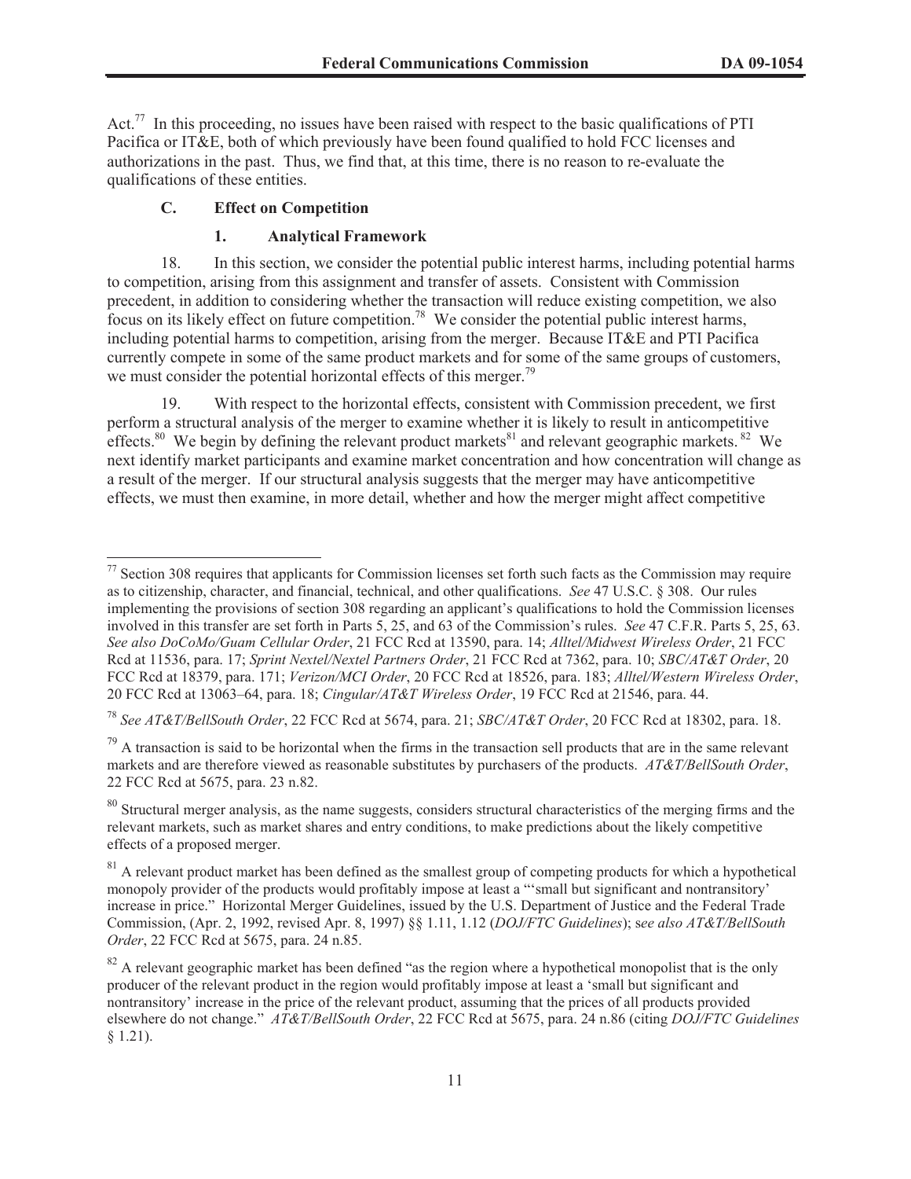Act.[77] In this proceeding, no issues have been raised with respect to the basic qualifications of PTI Pacifica or IT&E, both of which previously have been found qualified to hold FCC licenses and authorizations in the past. Thus, we find that, at this time, there is no reason to re-evaluate the qualifications of these entities.

### C. Effect on Competition

#### 1. Analytical Framework

18. In this section, we consider the potential public interest harms, including potential harms to competition, arising from this assignment and transfer of assets. Consistent with Commission precedent, in addition to considering whether the transaction will reduce existing competition, we also focus on its likely effect on future competition.[78] We consider the potential public interest harms, including potential harms to competition, arising from the merger. Because IT&E and PTI Pacifica currently compete in some of the same product markets and for some of the same groups of customers, we must consider the potential horizontal effects of this merger.[79]

19. With respect to the horizontal effects, consistent with Commission precedent, we first perform a structural analysis of the merger to examine whether it is likely to result in anticompetitive effects.[80] We begin by defining the relevant product markets[81] and relevant geographic markets.[82] We next identify market participants and examine market concentration and how concentration will change as a result of the merger. If our structural analysis suggests that the merger may have anticompetitive effects, we must then examine, in more detail, whether and how the merger might affect competitive

---

[77] Section 308 requires that applicants for Commission licenses set forth such facts as the Commission may require as to citizenship, character, and financial, technical, and other qualifications. *See* 47 U.S.C. § 308. Our rules implementing the provisions of section 308 regarding an applicant's qualifications to hold the Commission licenses involved in this transfer are set forth in Parts 5, 25, and 63 of the Commission's rules. *See* 47 C.F.R. Parts 5, 25, 63. *See also DoCoMo/Guam Cellular Order*, 21 FCC Rcd at 13590, para. 14; *Alltel/Midwest Wireless Order*, 21 FCC Rcd at 11536, para. 17; *Sprint Nextel/Nextel Partners Order*, 21 FCC Rcd at 7362, para. 10; *SBC/AT&T Order*, 20 FCC Rcd at 18379, para. 171; *Verizon/MCI Order*, 20 FCC Rcd at 18526, para. 183; *Alltel/Western Wireless Order*, 20 FCC Rcd at 13063–64, para. 18; *Cingular/AT&T Wireless Order*, 19 FCC Rcd at 21546, para. 44.

[78] *See AT&T/BellSouth Order*, 22 FCC Rcd at 5674, para. 21; *SBC/AT&T Order*, 20 FCC Rcd at 18302, para. 18.

[79] A transaction is said to be horizontal when the firms in the transaction sell products that are in the same relevant markets and are therefore viewed as reasonable substitutes by purchasers of the products. *AT&T/BellSouth Order*, 22 FCC Rcd at 5675, para. 23 n.82.

[80] Structural merger analysis, as the name suggests, considers structural characteristics of the merging firms and the relevant markets, such as market shares and entry conditions, to make predictions about the likely competitive effects of a proposed merger.

[81] A relevant product market has been defined as the smallest group of competing products for which a hypothetical monopoly provider of the products would profitably impose at least a "'small but significant and nontransitory' increase in price." Horizontal Merger Guidelines, issued by the U.S. Department of Justice and the Federal Trade Commission, (Apr. 2, 1992, revised Apr. 8, 1997) §§ 1.11, 1.12 (*DOJ/FTC Guidelines*); s*ee also AT&T/BellSouth Order*, 22 FCC Rcd at 5675, para. 24 n.85.

[82] A relevant geographic market has been defined "as the region where a hypothetical monopolist that is the only producer of the relevant product in the region would profitably impose at least a 'small but significant and nontransitory' increase in the price of the relevant product, assuming that the prices of all products provided elsewhere do not change." *AT&T/BellSouth Order*, 22 FCC Rcd at 5675, para. 24 n.86 (citing *DOJ/FTC Guidelines* § 1.21).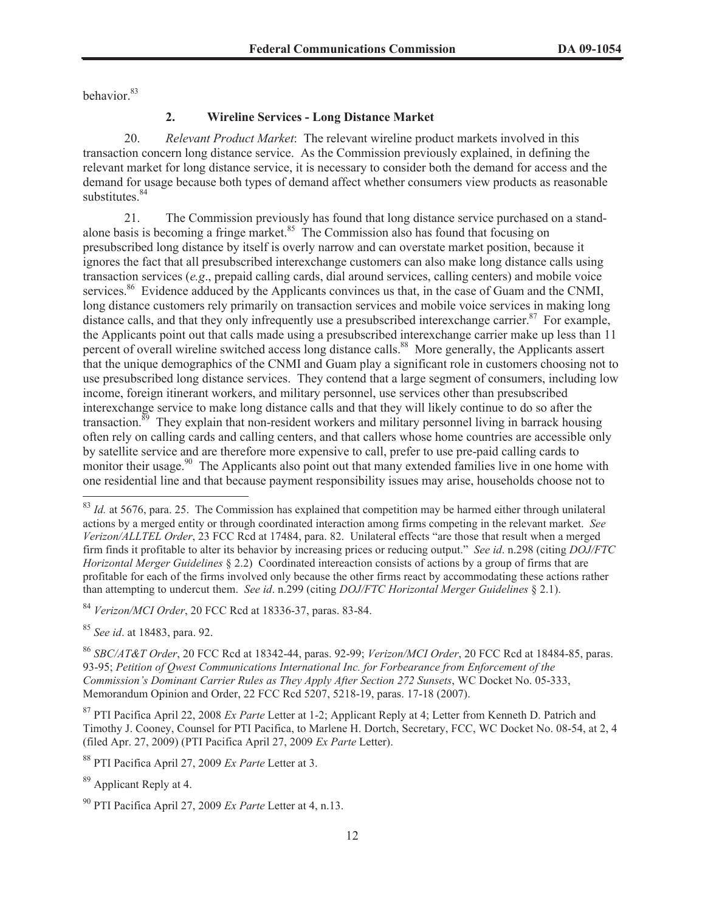behavior.[83]

### 2. Wireline Services - Long Distance Market

20. *Relevant Product Market*: The relevant wireline product markets involved in this transaction concern long distance service. As the Commission previously explained, in defining the relevant market for long distance service, it is necessary to consider both the demand for access and the demand for usage because both types of demand affect whether consumers view products as reasonable substitutes.[84]

21. The Commission previously has found that long distance service purchased on a stand-alone basis is becoming a fringe market.[85] The Commission also has found that focusing on presubscribed long distance by itself is overly narrow and can overstate market position, because it ignores the fact that all presubscribed interexchange customers can also make long distance calls using transaction services (*e.g*., prepaid calling cards, dial around services, calling centers) and mobile voice services.[86] Evidence adduced by the Applicants convinces us that, in the case of Guam and the CNMI, long distance customers rely primarily on transaction services and mobile voice services in making long distance calls, and that they only infrequently use a presubscribed interexchange carrier.[87] For example, the Applicants point out that calls made using a presubscribed interexchange carrier make up less than 11 percent of overall wireline switched access long distance calls.[88] More generally, the Applicants assert that the unique demographics of the CNMI and Guam play a significant role in customers choosing not to use presubscribed long distance services. They contend that a large segment of consumers, including low income, foreign itinerant workers, and military personnel, use services other than presubscribed interexchange service to make long distance calls and that they will likely continue to do so after the transaction.[89] They explain that non-resident workers and military personnel living in barrack housing often rely on calling cards and calling centers, and that callers whose home countries are accessible only by satellite service and are therefore more expensive to call, prefer to use pre-paid calling cards to monitor their usage.[90] The Applicants also point out that many extended families live in one home with one residential line and that because payment responsibility issues may arise, households choose not to

---

[83] *Id.* at 5676, para. 25. The Commission has explained that competition may be harmed either through unilateral actions by a merged entity or through coordinated interaction among firms competing in the relevant market. *See Verizon/ALLTEL Order*, 23 FCC Rcd at 17484, para. 82. Unilateral effects "are those that result when a merged firm finds it profitable to alter its behavior by increasing prices or reducing output." *See id*. n.298 (citing *DOJ/FTC Horizontal Merger Guidelines* § 2.2) Coordinated intereaction consists of actions by a group of firms that are profitable for each of the firms involved only because the other firms react by accommodating these actions rather than attempting to undercut them. *See id*. n.299 (citing *DOJ/FTC Horizontal Merger Guidelines* § 2.1).

[84] *Verizon/MCI Order*, 20 FCC Rcd at 18336-37, paras. 83-84.

[85] *See id*. at 18483, para. 92.

[86] *SBC/AT&T Order*, 20 FCC Rcd at 18342-44, paras. 92-99; *Verizon/MCI Order*, 20 FCC Rcd at 18484-85, paras. 93-95; *Petition of Qwest Communications International Inc. for Forbearance from Enforcement of the Commission's Dominant Carrier Rules as They Apply After Section 272 Sunsets*, WC Docket No. 05-333, Memorandum Opinion and Order, 22 FCC Rcd 5207, 5218-19, paras. 17-18 (2007).

[87] PTI Pacifica April 22, 2008 *Ex Parte* Letter at 1-2; Applicant Reply at 4; Letter from Kenneth D. Patrich and Timothy J. Cooney, Counsel for PTI Pacifica, to Marlene H. Dortch, Secretary, FCC, WC Docket No. 08-54, at 2, 4 (filed Apr. 27, 2009) (PTI Pacifica April 27, 2009 *Ex Parte* Letter).

[88] PTI Pacifica April 27, 2009 *Ex Parte* Letter at 3.

[89] Applicant Reply at 4.

[90] PTI Pacifica April 27, 2009 *Ex Parte* Letter at 4, n.13.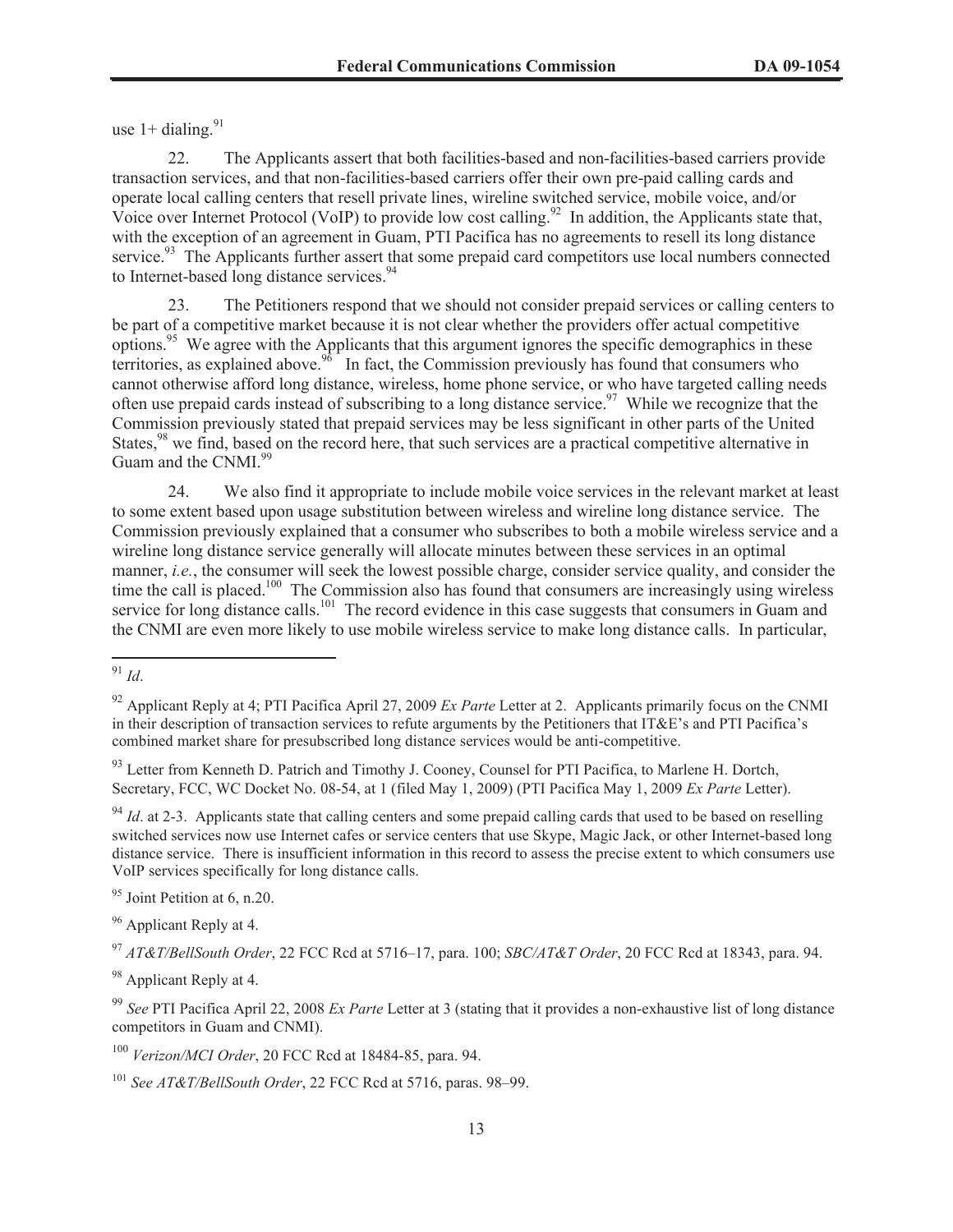use 1+ dialing.[91]

22. The Applicants assert that both facilities-based and non-facilities-based carriers provide transaction services, and that non-facilities-based carriers offer their own pre-paid calling cards and operate local calling centers that resell private lines, wireline switched service, mobile voice, and/or Voice over Internet Protocol (VoIP) to provide low cost calling.[92] In addition, the Applicants state that, with the exception of an agreement in Guam, PTI Pacifica has no agreements to resell its long distance service.[93] The Applicants further assert that some prepaid card competitors use local numbers connected to Internet-based long distance services.[94]

23. The Petitioners respond that we should not consider prepaid services or calling centers to be part of a competitive market because it is not clear whether the providers offer actual competitive options.[95] We agree with the Applicants that this argument ignores the specific demographics in these territories, as explained above.[96] In fact, the Commission previously has found that consumers who cannot otherwise afford long distance, wireless, home phone service, or who have targeted calling needs often use prepaid cards instead of subscribing to a long distance service.[97] While we recognize that the Commission previously stated that prepaid services may be less significant in other parts of the United States,[98] we find, based on the record here, that such services are a practical competitive alternative in Guam and the CNMI.[99]

24. We also find it appropriate to include mobile voice services in the relevant market at least to some extent based upon usage substitution between wireless and wireline long distance service. The Commission previously explained that a consumer who subscribes to both a mobile wireless service and a wireline long distance service generally will allocate minutes between these services in an optimal manner, *i.e.*, the consumer will seek the lowest possible charge, consider service quality, and consider the time the call is placed.[100] The Commission also has found that consumers are increasingly using wireless service for long distance calls.[101] The record evidence in this case suggests that consumers in Guam and the CNMI are even more likely to use mobile wireless service to make long distance calls. In particular,

---

[91] *Id*.

[92] Applicant Reply at 4; PTI Pacifica April 27, 2009 *Ex Parte* Letter at 2. Applicants primarily focus on the CNMI in their description of transaction services to refute arguments by the Petitioners that IT&E's and PTI Pacifica's combined market share for presubscribed long distance services would be anti-competitive.

[93] Letter from Kenneth D. Patrich and Timothy J. Cooney, Counsel for PTI Pacifica, to Marlene H. Dortch, Secretary, FCC, WC Docket No. 08-54, at 1 (filed May 1, 2009) (PTI Pacifica May 1, 2009 *Ex Parte* Letter).

[94] *Id*. at 2-3. Applicants state that calling centers and some prepaid calling cards that used to be based on reselling switched services now use Internet cafes or service centers that use Skype, Magic Jack, or other Internet-based long distance service. There is insufficient information in this record to assess the precise extent to which consumers use VoIP services specifically for long distance calls.

[95] Joint Petition at 6, n.20.

[96] Applicant Reply at 4.

[97] *AT&T/BellSouth Order*, 22 FCC Rcd at 5716–17, para. 100; *SBC/AT&T Order*, 20 FCC Rcd at 18343, para. 94.

[98] Applicant Reply at 4.

[99] *See* PTI Pacifica April 22, 2008 *Ex Parte* Letter at 3 (stating that it provides a non-exhaustive list of long distance competitors in Guam and CNMI).

[100] *Verizon/MCI Order*, 20 FCC Rcd at 18484-85, para. 94.

[101] *See AT&T/BellSouth Order*, 22 FCC Rcd at 5716, paras. 98–99.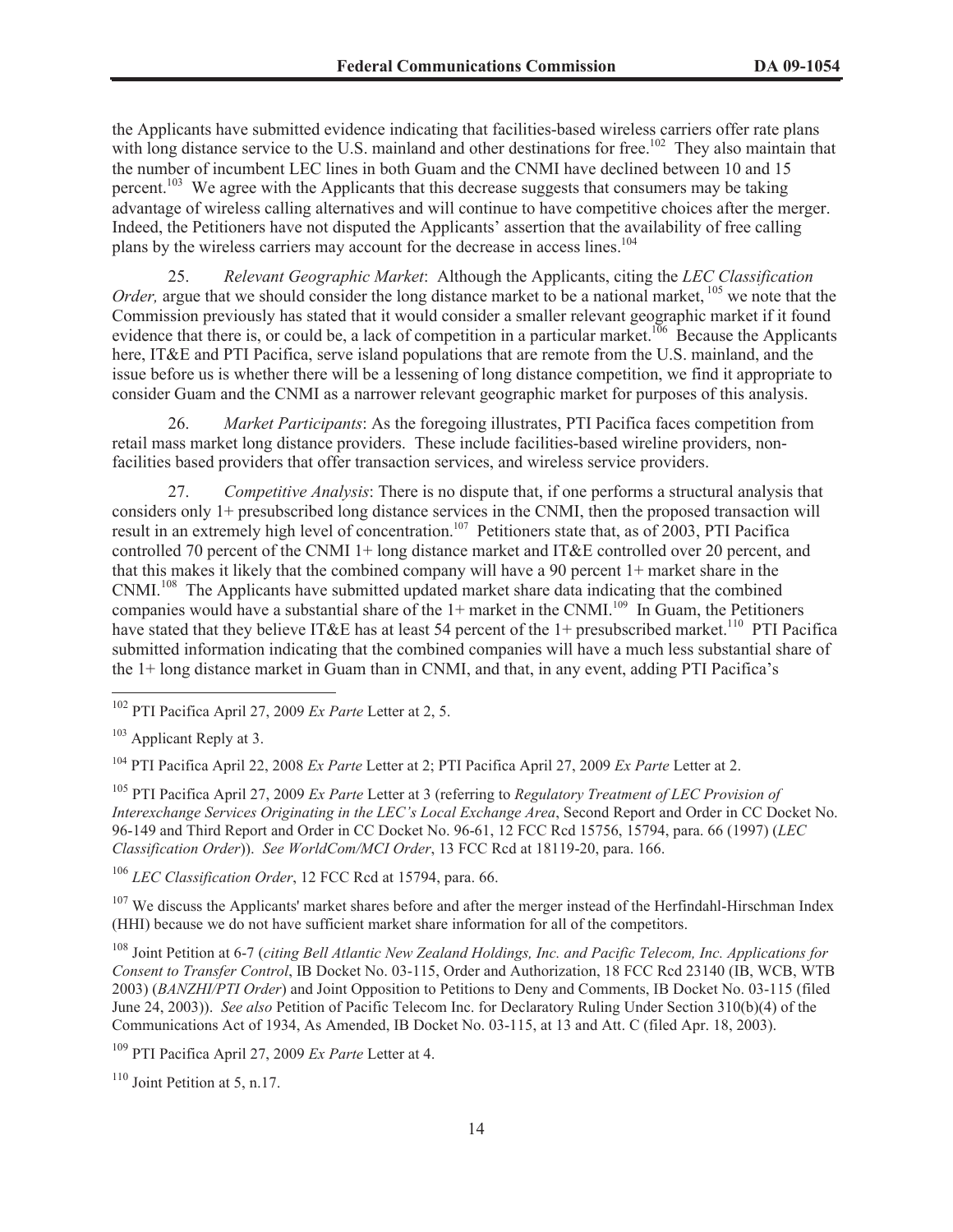the Applicants have submitted evidence indicating that facilities-based wireless carriers offer rate plans with long distance service to the U.S. mainland and other destinations for free.[102] They also maintain that the number of incumbent LEC lines in both Guam and the CNMI have declined between 10 and 15 percent.[103] We agree with the Applicants that this decrease suggests that consumers may be taking advantage of wireless calling alternatives and will continue to have competitive choices after the merger. Indeed, the Petitioners have not disputed the Applicants' assertion that the availability of free calling plans by the wireless carriers may account for the decrease in access lines.[104]

25. *Relevant Geographic Market*: Although the Applicants, citing the *LEC Classification Order,* argue that we should consider the long distance market to be a national market, [105] we note that the Commission previously has stated that it would consider a smaller relevant geographic market if it found evidence that there is, or could be, a lack of competition in a particular market.[106] Because the Applicants here, IT&E and PTI Pacifica, serve island populations that are remote from the U.S. mainland, and the issue before us is whether there will be a lessening of long distance competition, we find it appropriate to consider Guam and the CNMI as a narrower relevant geographic market for purposes of this analysis.

26. *Market Participants*: As the foregoing illustrates, PTI Pacifica faces competition from retail mass market long distance providers. These include facilities-based wireline providers, non-facilities based providers that offer transaction services, and wireless service providers.

27. *Competitive Analysis*: There is no dispute that, if one performs a structural analysis that considers only 1+ presubscribed long distance services in the CNMI, then the proposed transaction will result in an extremely high level of concentration.[107] Petitioners state that, as of 2003, PTI Pacifica controlled 70 percent of the CNMI 1+ long distance market and IT&E controlled over 20 percent, and that this makes it likely that the combined company will have a 90 percent 1+ market share in the CNMI.[108] The Applicants have submitted updated market share data indicating that the combined companies would have a substantial share of the 1+ market in the CNMI.[109] In Guam, the Petitioners have stated that they believe IT&E has at least 54 percent of the 1+ presubscribed market.[110] PTI Pacifica submitted information indicating that the combined companies will have a much less substantial share of the 1+ long distance market in Guam than in CNMI, and that, in any event, adding PTI Pacifica's

---

[102] PTI Pacifica April 27, 2009 *Ex Parte* Letter at 2, 5.

[103] Applicant Reply at 3.

[104] PTI Pacifica April 22, 2008 *Ex Parte* Letter at 2; PTI Pacifica April 27, 2009 *Ex Parte* Letter at 2.

[105] PTI Pacifica April 27, 2009 *Ex Parte* Letter at 3 (referring to *Regulatory Treatment of LEC Provision of Interexchange Services Originating in the LEC's Local Exchange Area*, Second Report and Order in CC Docket No. 96-149 and Third Report and Order in CC Docket No. 96-61, 12 FCC Rcd 15756, 15794, para. 66 (1997) (*LEC Classification Order*)). *See WorldCom/MCI Order*, 13 FCC Rcd at 18119-20, para. 166.

[106] *LEC Classification Order*, 12 FCC Rcd at 15794, para. 66.

[107] We discuss the Applicants' market shares before and after the merger instead of the Herfindahl-Hirschman Index (HHI) because we do not have sufficient market share information for all of the competitors.

[108] Joint Petition at 6-7 (*citing Bell Atlantic New Zealand Holdings, Inc. and Pacific Telecom, Inc. Applications for Consent to Transfer Control*, IB Docket No. 03-115, Order and Authorization, 18 FCC Rcd 23140 (IB, WCB, WTB 2003) (*BANZHI/PTI Order*) and Joint Opposition to Petitions to Deny and Comments, IB Docket No. 03-115 (filed June 24, 2003)). *See also* Petition of Pacific Telecom Inc. for Declaratory Ruling Under Section 310(b)(4) of the Communications Act of 1934, As Amended, IB Docket No. 03-115, at 13 and Att. C (filed Apr. 18, 2003).

[109] PTI Pacifica April 27, 2009 *Ex Parte* Letter at 4.

[110] Joint Petition at 5, n.17.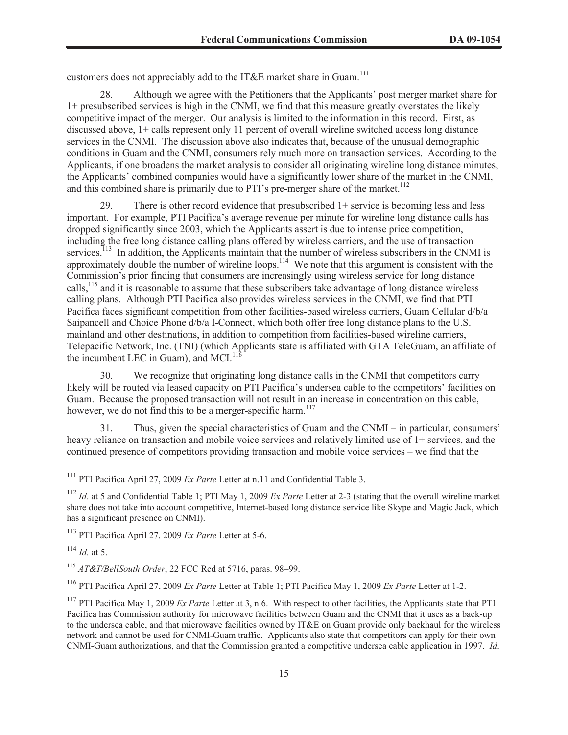customers does not appreciably add to the IT&E market share in Guam.[111]

28. Although we agree with the Petitioners that the Applicants' post merger market share for 1+ presubscribed services is high in the CNMI, we find that this measure greatly overstates the likely competitive impact of the merger. Our analysis is limited to the information in this record. First, as discussed above, 1+ calls represent only 11 percent of overall wireline switched access long distance services in the CNMI. The discussion above also indicates that, because of the unusual demographic conditions in Guam and the CNMI, consumers rely much more on transaction services. According to the Applicants, if one broadens the market analysis to consider all originating wireline long distance minutes, the Applicants' combined companies would have a significantly lower share of the market in the CNMI, and this combined share is primarily due to PTI's pre-merger share of the market.[112]

29. There is other record evidence that presubscribed 1+ service is becoming less and less important. For example, PTI Pacifica's average revenue per minute for wireline long distance calls has dropped significantly since 2003, which the Applicants assert is due to intense price competition, including the free long distance calling plans offered by wireless carriers, and the use of transaction services.[113] In addition, the Applicants maintain that the number of wireless subscribers in the CNMI is approximately double the number of wireline loops.[114] We note that this argument is consistent with the Commission's prior finding that consumers are increasingly using wireless service for long distance calls,[115] and it is reasonable to assume that these subscribers take advantage of long distance wireless calling plans. Although PTI Pacifica also provides wireless services in the CNMI, we find that PTI Pacifica faces significant competition from other facilities-based wireless carriers, Guam Cellular d/b/a Saipancell and Choice Phone d/b/a I-Connect, which both offer free long distance plans to the U.S. mainland and other destinations, in addition to competition from facilities-based wireline carriers, Telepacific Network, Inc. (TNI) (which Applicants state is affiliated with GTA TeleGuam, an affiliate of the incumbent LEC in Guam), and MCI.[116]

30. We recognize that originating long distance calls in the CNMI that competitors carry likely will be routed via leased capacity on PTI Pacifica's undersea cable to the competitors' facilities on Guam. Because the proposed transaction will not result in an increase in concentration on this cable, however, we do not find this to be a merger-specific harm.[117]

31. Thus, given the special characteristics of Guam and the CNMI – in particular, consumers' heavy reliance on transaction and mobile voice services and relatively limited use of 1+ services, and the continued presence of competitors providing transaction and mobile voice services – we find that the

---

[111] PTI Pacifica April 27, 2009 *Ex Parte* Letter at n.11 and Confidential Table 3.

[112] *Id*. at 5 and Confidential Table 1; PTI May 1, 2009 *Ex Parte* Letter at 2-3 (stating that the overall wireline market share does not take into account competitive, Internet-based long distance service like Skype and Magic Jack, which has a significant presence on CNMI).

[113] PTI Pacifica April 27, 2009 *Ex Parte* Letter at 5-6.

[114] *Id.* at 5.

[115] *AT&T/BellSouth Order*, 22 FCC Rcd at 5716, paras. 98–99.

[116] PTI Pacifica April 27, 2009 *Ex Parte* Letter at Table 1; PTI Pacifica May 1, 2009 *Ex Parte* Letter at 1-2.

[117] PTI Pacifica May 1, 2009 *Ex Parte* Letter at 3, n.6. With respect to other facilities, the Applicants state that PTI Pacifica has Commission authority for microwave facilities between Guam and the CNMI that it uses as a back-up to the undersea cable, and that microwave facilities owned by IT&E on Guam provide only backhaul for the wireless network and cannot be used for CNMI-Guam traffic. Applicants also state that competitors can apply for their own CNMI-Guam authorizations, and that the Commission granted a competitive undersea cable application in 1997. *Id*.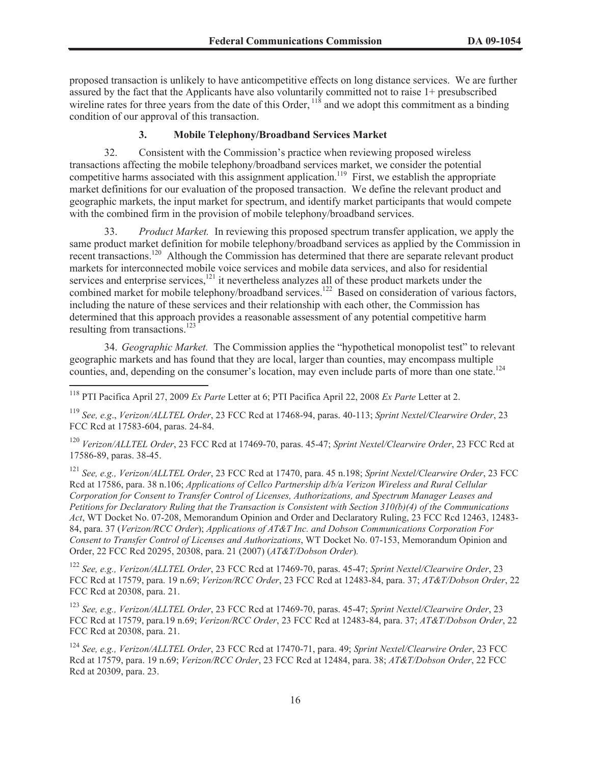proposed transaction is unlikely to have anticompetitive effects on long distance services. We are further assured by the fact that the Applicants have also voluntarily committed not to raise 1+ presubscribed wireline rates for three years from the date of this Order, [118] and we adopt this commitment as a binding condition of our approval of this transaction.

### 3. Mobile Telephony/Broadband Services Market

32. Consistent with the Commission's practice when reviewing proposed wireless transactions affecting the mobile telephony/broadband services market, we consider the potential competitive harms associated with this assignment application.[119] First, we establish the appropriate market definitions for our evaluation of the proposed transaction. We define the relevant product and geographic markets, the input market for spectrum, and identify market participants that would compete with the combined firm in the provision of mobile telephony/broadband services.

33. *Product Market.* In reviewing this proposed spectrum transfer application, we apply the same product market definition for mobile telephony/broadband services as applied by the Commission in recent transactions.[120] Although the Commission has determined that there are separate relevant product markets for interconnected mobile voice services and mobile data services, and also for residential services and enterprise services,[121] it nevertheless analyzes all of these product markets under the combined market for mobile telephony/broadband services.[122] Based on consideration of various factors, including the nature of these services and their relationship with each other, the Commission has determined that this approach provides a reasonable assessment of any potential competitive harm resulting from transactions.[123]

34. *Geographic Market.* The Commission applies the "hypothetical monopolist test" to relevant geographic markets and has found that they are local, larger than counties, may encompass multiple counties, and, depending on the consumer's location, may even include parts of more than one state.[124]

---

[118] PTI Pacifica April 27, 2009 *Ex Parte* Letter at 6; PTI Pacifica April 22, 2008 *Ex Parte* Letter at 2.

[119] *See, e.g*., *Verizon/ALLTEL Order*, 23 FCC Rcd at 17468-94, paras. 40-113; *Sprint Nextel/Clearwire Order*, 23 FCC Rcd at 17583-604, paras. 24-84.

[120] *Verizon/ALLTEL Order*, 23 FCC Rcd at 17469-70, paras. 45-47; *Sprint Nextel/Clearwire Order*, 23 FCC Rcd at 17586-89, paras. 38-45.

[121] *See, e.g., Verizon/ALLTEL Order*, 23 FCC Rcd at 17470, para. 45 n.198; *Sprint Nextel/Clearwire Order*, 23 FCC Rcd at 17586, para. 38 n.106; *Applications of Cellco Partnership d/b/a Verizon Wireless and Rural Cellular Corporation for Consent to Transfer Control of Licenses, Authorizations, and Spectrum Manager Leases and Petitions for Declaratory Ruling that the Transaction is Consistent with Section 310(b)(4) of the Communications Act*, WT Docket No. 07-208, Memorandum Opinion and Order and Declaratory Ruling, 23 FCC Rcd 12463, 12483-84, para. 37 (*Verizon/RCC Order*); *Applications of AT&T Inc. and Dobson Communications Corporation For Consent to Transfer Control of Licenses and Authorizations*, WT Docket No. 07-153, Memorandum Opinion and Order, 22 FCC Rcd 20295, 20308, para. 21 (2007) (*AT&T/Dobson Order*).

[122] *See, e.g., Verizon/ALLTEL Order*, 23 FCC Rcd at 17469-70, paras. 45-47; *Sprint Nextel/Clearwire Order*, 23 FCC Rcd at 17579, para. 19 n.69; *Verizon/RCC Order*, 23 FCC Rcd at 12483-84, para. 37; *AT&T/Dobson Order*, 22 FCC Rcd at 20308, para. 21.

[123] *See, e.g., Verizon/ALLTEL Order*, 23 FCC Rcd at 17469-70, paras. 45-47; *Sprint Nextel/Clearwire Order*, 23 FCC Rcd at 17579, para.19 n.69; *Verizon/RCC Order*, 23 FCC Rcd at 12483-84, para. 37; *AT&T/Dobson Order*, 22 FCC Rcd at 20308, para. 21.

[124] *See, e.g., Verizon/ALLTEL Order*, 23 FCC Rcd at 17470-71, para. 49; *Sprint Nextel/Clearwire Order*, 23 FCC Rcd at 17579, para. 19 n.69; *Verizon/RCC Order*, 23 FCC Rcd at 12484, para. 38; *AT&T/Dobson Order*, 22 FCC Rcd at 20309, para. 23.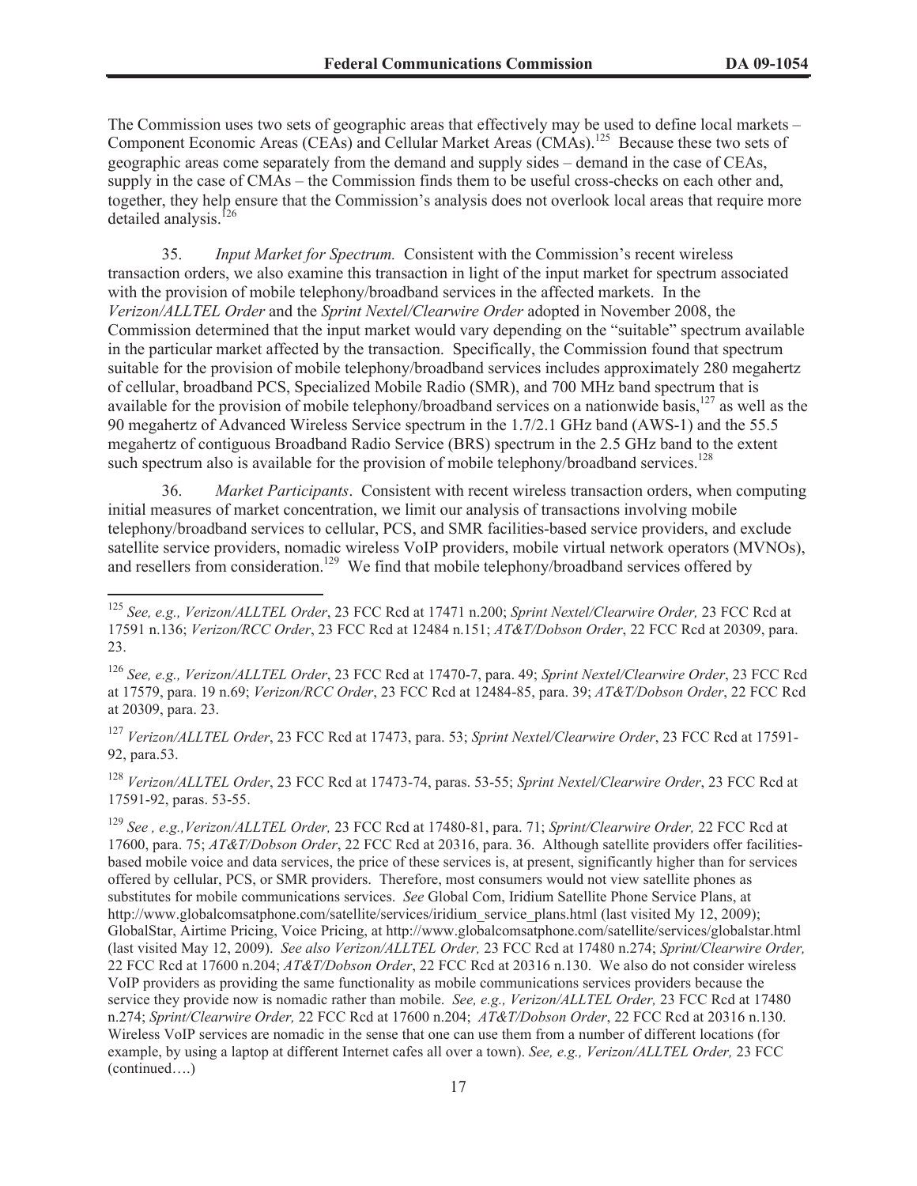The Commission uses two sets of geographic areas that effectively may be used to define local markets – Component Economic Areas (CEAs) and Cellular Market Areas (CMAs).[125] Because these two sets of geographic areas come separately from the demand and supply sides – demand in the case of CEAs, supply in the case of CMAs – the Commission finds them to be useful cross-checks on each other and, together, they help ensure that the Commission's analysis does not overlook local areas that require more detailed analysis.[126]

35. *Input Market for Spectrum.* Consistent with the Commission's recent wireless transaction orders, we also examine this transaction in light of the input market for spectrum associated with the provision of mobile telephony/broadband services in the affected markets. In the *Verizon/ALLTEL Order* and the *Sprint Nextel/Clearwire Order* adopted in November 2008, the Commission determined that the input market would vary depending on the "suitable" spectrum available in the particular market affected by the transaction. Specifically, the Commission found that spectrum suitable for the provision of mobile telephony/broadband services includes approximately 280 megahertz of cellular, broadband PCS, Specialized Mobile Radio (SMR), and 700 MHz band spectrum that is available for the provision of mobile telephony/broadband services on a nationwide basis,[127] as well as the 90 megahertz of Advanced Wireless Service spectrum in the 1.7/2.1 GHz band (AWS-1) and the 55.5 megahertz of contiguous Broadband Radio Service (BRS) spectrum in the 2.5 GHz band to the extent such spectrum also is available for the provision of mobile telephony/broadband services.[128]

36. *Market Participants*. Consistent with recent wireless transaction orders, when computing initial measures of market concentration, we limit our analysis of transactions involving mobile telephony/broadband services to cellular, PCS, and SMR facilities-based service providers, and exclude satellite service providers, nomadic wireless VoIP providers, mobile virtual network operators (MVNOs), and resellers from consideration.[129] We find that mobile telephony/broadband services offered by

---

[125] *See, e.g., Verizon/ALLTEL Order*, 23 FCC Rcd at 17471 n.200; *Sprint Nextel/Clearwire Order,* 23 FCC Rcd at 17591 n.136; *Verizon/RCC Order*, 23 FCC Rcd at 12484 n.151; *AT&T/Dobson Order*, 22 FCC Rcd at 20309, para. 23.

[126] *See, e.g., Verizon/ALLTEL Order*, 23 FCC Rcd at 17470-7, para. 49; *Sprint Nextel/Clearwire Order*, 23 FCC Rcd at 17579, para. 19 n.69; *Verizon/RCC Order*, 23 FCC Rcd at 12484-85, para. 39; *AT&T/Dobson Order*, 22 FCC Rcd at 20309, para. 23.

[127] *Verizon/ALLTEL Order*, 23 FCC Rcd at 17473, para. 53; *Sprint Nextel/Clearwire Order*, 23 FCC Rcd at 17591-92, para.53.

[128] *Verizon/ALLTEL Order*, 23 FCC Rcd at 17473-74, paras. 53-55; *Sprint Nextel/Clearwire Order*, 23 FCC Rcd at 17591-92, paras. 53-55.

[129] *See , e.g.,Verizon/ALLTEL Order,* 23 FCC Rcd at 17480-81, para. 71; *Sprint/Clearwire Order,* 22 FCC Rcd at 17600, para. 75; *AT&T/Dobson Order*, 22 FCC Rcd at 20316, para. 36. Although satellite providers offer facilities-based mobile voice and data services, the price of these services is, at present, significantly higher than for services offered by cellular, PCS, or SMR providers. Therefore, most consumers would not view satellite phones as substitutes for mobile communications services. *See* Global Com, Iridium Satellite Phone Service Plans, at http://www.globalcomsatphone.com/satellite/services/iridium_service_plans.html (last visited My 12, 2009); GlobalStar, Airtime Pricing, Voice Pricing, at http://www.globalcomsatphone.com/satellite/services/globalstar.html (last visited May 12, 2009). *See also Verizon/ALLTEL Order,* 23 FCC Rcd at 17480 n.274; *Sprint/Clearwire Order,* 22 FCC Rcd at 17600 n.204; *AT&T/Dobson Order*, 22 FCC Rcd at 20316 n.130. We also do not consider wireless VoIP providers as providing the same functionality as mobile communications services providers because the service they provide now is nomadic rather than mobile. *See, e.g., Verizon/ALLTEL Order,* 23 FCC Rcd at 17480 n.274; *Sprint/Clearwire Order,* 22 FCC Rcd at 17600 n.204; *AT&T/Dobson Order*, 22 FCC Rcd at 20316 n.130. Wireless VoIP services are nomadic in the sense that one can use them from a number of different locations (for example, by using a laptop at different Internet cafes all over a town). *See, e.g., Verizon/ALLTEL Order,* 23 FCC (continued….)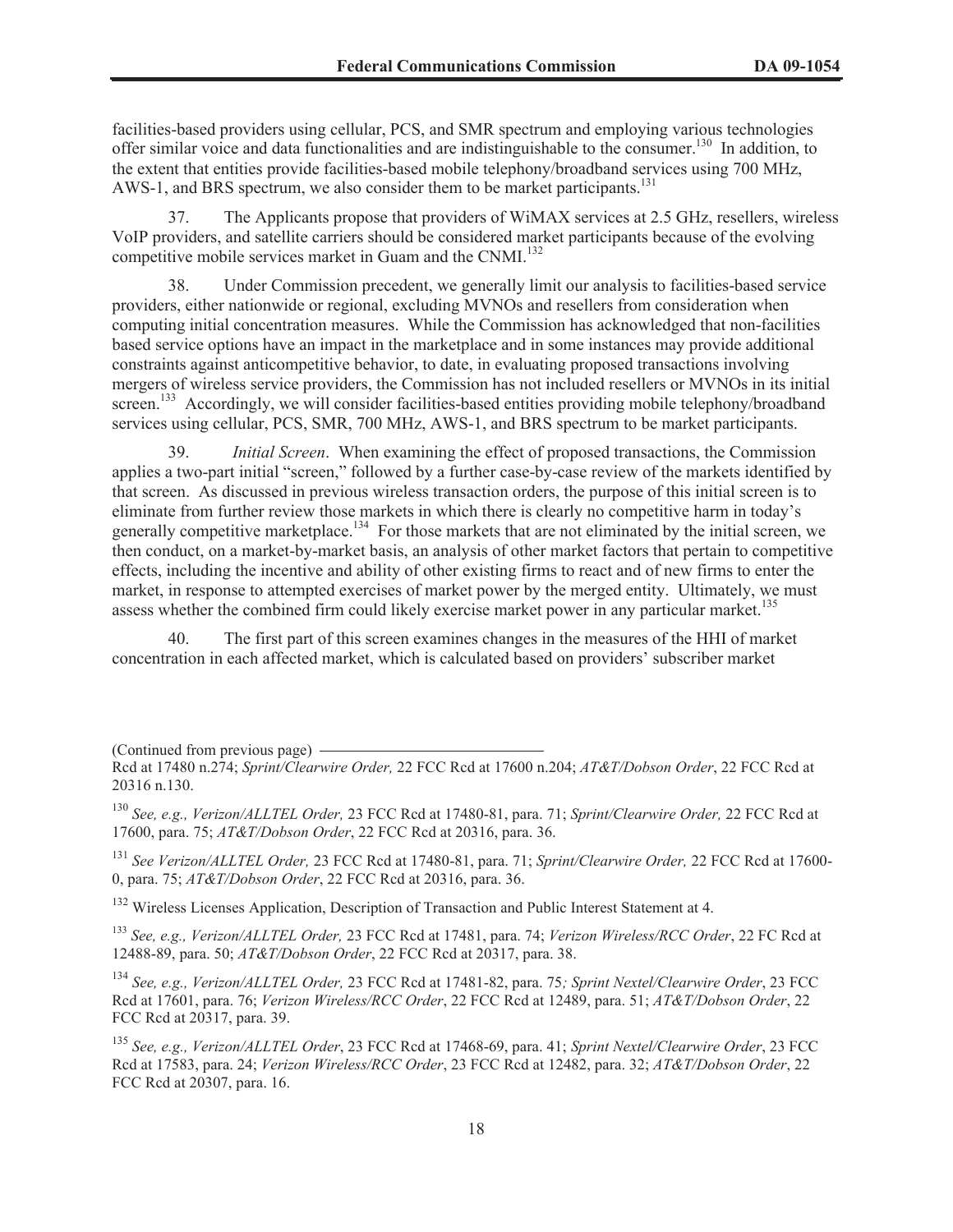facilities-based providers using cellular, PCS, and SMR spectrum and employing various technologies offer similar voice and data functionalities and are indistinguishable to the consumer.[130] In addition, to the extent that entities provide facilities-based mobile telephony/broadband services using 700 MHz, AWS-1, and BRS spectrum, we also consider them to be market participants.[131]

37. The Applicants propose that providers of WiMAX services at 2.5 GHz, resellers, wireless VoIP providers, and satellite carriers should be considered market participants because of the evolving competitive mobile services market in Guam and the CNMI.[132]

38. Under Commission precedent, we generally limit our analysis to facilities-based service providers, either nationwide or regional, excluding MVNOs and resellers from consideration when computing initial concentration measures. While the Commission has acknowledged that non-facilities based service options have an impact in the marketplace and in some instances may provide additional constraints against anticompetitive behavior, to date, in evaluating proposed transactions involving mergers of wireless service providers, the Commission has not included resellers or MVNOs in its initial screen.[133] Accordingly, we will consider facilities-based entities providing mobile telephony/broadband services using cellular, PCS, SMR, 700 MHz, AWS-1, and BRS spectrum to be market participants.

39. *Initial Screen*. When examining the effect of proposed transactions, the Commission applies a two-part initial "screen," followed by a further case-by-case review of the markets identified by that screen. As discussed in previous wireless transaction orders, the purpose of this initial screen is to eliminate from further review those markets in which there is clearly no competitive harm in today's generally competitive marketplace.[134] For those markets that are not eliminated by the initial screen, we then conduct, on a market-by-market basis, an analysis of other market factors that pertain to competitive effects, including the incentive and ability of other existing firms to react and of new firms to enter the market, in response to attempted exercises of market power by the merged entity. Ultimately, we must assess whether the combined firm could likely exercise market power in any particular market.[135]

40. The first part of this screen examines changes in the measures of the HHI of market concentration in each affected market, which is calculated based on providers' subscriber market

---

(Continued from previous page)
Rcd at 17480 n.274; *Sprint/Clearwire Order,* 22 FCC Rcd at 17600 n.204; *AT&T/Dobson Order*, 22 FCC Rcd at 20316 n.130.

[130] *See, e.g., Verizon/ALLTEL Order,* 23 FCC Rcd at 17480-81, para. 71; *Sprint/Clearwire Order,* 22 FCC Rcd at 17600, para. 75; *AT&T/Dobson Order*, 22 FCC Rcd at 20316, para. 36.

[131] *See Verizon/ALLTEL Order,* 23 FCC Rcd at 17480-81, para. 71; *Sprint/Clearwire Order,* 22 FCC Rcd at 17600-0, para. 75; *AT&T/Dobson Order*, 22 FCC Rcd at 20316, para. 36.

[132] Wireless Licenses Application, Description of Transaction and Public Interest Statement at 4.

[133] *See, e.g., Verizon/ALLTEL Order,* 23 FCC Rcd at 17481, para. 74; *Verizon Wireless/RCC Order*, 22 FC Rcd at 12488-89, para. 50; *AT&T/Dobson Order*, 22 FCC Rcd at 20317, para. 38.

[134] *See, e.g., Verizon/ALLTEL Order,* 23 FCC Rcd at 17481-82, para. 75*; Sprint Nextel/Clearwire Order*, 23 FCC Rcd at 17601, para. 76; *Verizon Wireless/RCC Order*, 22 FCC Rcd at 12489, para. 51; *AT&T/Dobson Order*, 22 FCC Rcd at 20317, para. 39.

[135] *See, e.g., Verizon/ALLTEL Order*, 23 FCC Rcd at 17468-69, para. 41; *Sprint Nextel/Clearwire Order*, 23 FCC Rcd at 17583, para. 24; *Verizon Wireless/RCC Order*, 23 FCC Rcd at 12482, para. 32; *AT&T/Dobson Order*, 22 FCC Rcd at 20307, para. 16.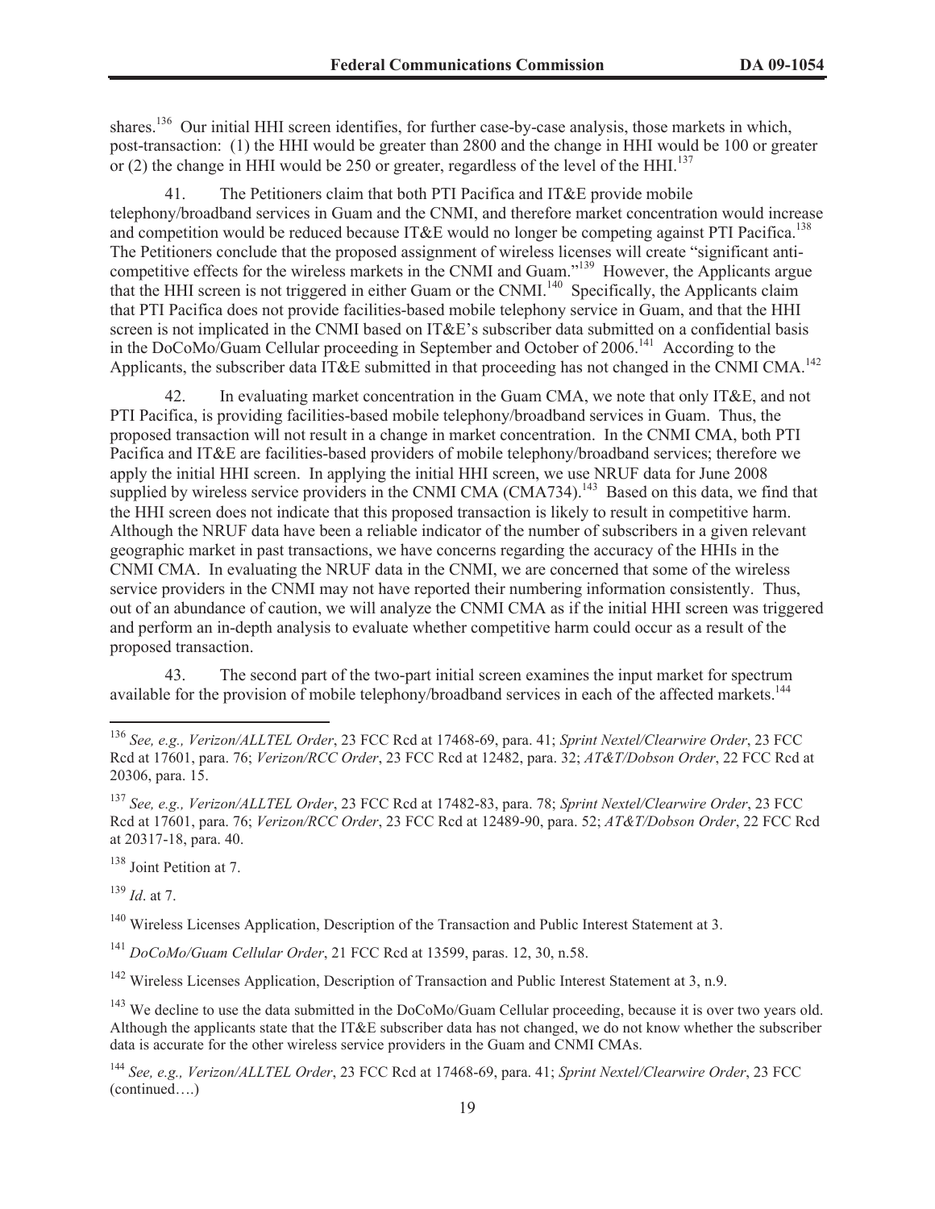shares.[136] Our initial HHI screen identifies, for further case-by-case analysis, those markets in which, post-transaction: (1) the HHI would be greater than 2800 and the change in HHI would be 100 or greater or (2) the change in HHI would be 250 or greater, regardless of the level of the HHI.[137]

41. The Petitioners claim that both PTI Pacifica and IT&E provide mobile telephony/broadband services in Guam and the CNMI, and therefore market concentration would increase and competition would be reduced because IT&E would no longer be competing against PTI Pacifica.[138] The Petitioners conclude that the proposed assignment of wireless licenses will create "significant anti-competitive effects for the wireless markets in the CNMI and Guam."[139] However, the Applicants argue that the HHI screen is not triggered in either Guam or the CNMI.[140] Specifically, the Applicants claim that PTI Pacifica does not provide facilities-based mobile telephony service in Guam, and that the HHI screen is not implicated in the CNMI based on IT&E's subscriber data submitted on a confidential basis in the DoCoMo/Guam Cellular proceeding in September and October of 2006.[141] According to the Applicants, the subscriber data IT&E submitted in that proceeding has not changed in the CNMI CMA.[142]

42. In evaluating market concentration in the Guam CMA, we note that only IT&E, and not PTI Pacifica, is providing facilities-based mobile telephony/broadband services in Guam. Thus, the proposed transaction will not result in a change in market concentration. In the CNMI CMA, both PTI Pacifica and IT&E are facilities-based providers of mobile telephony/broadband services; therefore we apply the initial HHI screen. In applying the initial HHI screen, we use NRUF data for June 2008 supplied by wireless service providers in the CNMI CMA (CMA734).[143] Based on this data, we find that the HHI screen does not indicate that this proposed transaction is likely to result in competitive harm. Although the NRUF data have been a reliable indicator of the number of subscribers in a given relevant geographic market in past transactions, we have concerns regarding the accuracy of the HHIs in the CNMI CMA. In evaluating the NRUF data in the CNMI, we are concerned that some of the wireless service providers in the CNMI may not have reported their numbering information consistently. Thus, out of an abundance of caution, we will analyze the CNMI CMA as if the initial HHI screen was triggered and perform an in-depth analysis to evaluate whether competitive harm could occur as a result of the proposed transaction.

43. The second part of the two-part initial screen examines the input market for spectrum available for the provision of mobile telephony/broadband services in each of the affected markets.[144]

---

[136] *See, e.g., Verizon/ALLTEL Order*, 23 FCC Rcd at 17468-69, para. 41; *Sprint Nextel/Clearwire Order*, 23 FCC Rcd at 17601, para. 76; *Verizon/RCC Order*, 23 FCC Rcd at 12482, para. 32; *AT&T/Dobson Order*, 22 FCC Rcd at 20306, para. 15.

[137] *See, e.g., Verizon/ALLTEL Order*, 23 FCC Rcd at 17482-83, para. 78; *Sprint Nextel/Clearwire Order*, 23 FCC Rcd at 17601, para. 76; *Verizon/RCC Order*, 23 FCC Rcd at 12489-90, para. 52; *AT&T/Dobson Order*, 22 FCC Rcd at 20317-18, para. 40.

[138] Joint Petition at 7.

[139] *Id*. at 7.

[140] Wireless Licenses Application, Description of the Transaction and Public Interest Statement at 3.

[141] *DoCoMo/Guam Cellular Order*, 21 FCC Rcd at 13599, paras. 12, 30, n.58.

[142] Wireless Licenses Application, Description of Transaction and Public Interest Statement at 3, n.9.

[143] We decline to use the data submitted in the DoCoMo/Guam Cellular proceeding, because it is over two years old. Although the applicants state that the IT&E subscriber data has not changed, we do not know whether the subscriber data is accurate for the other wireless service providers in the Guam and CNMI CMAs.

[144] *See, e.g., Verizon/ALLTEL Order*, 23 FCC Rcd at 17468-69, para. 41; *Sprint Nextel/Clearwire Order*, 23 FCC (continued….)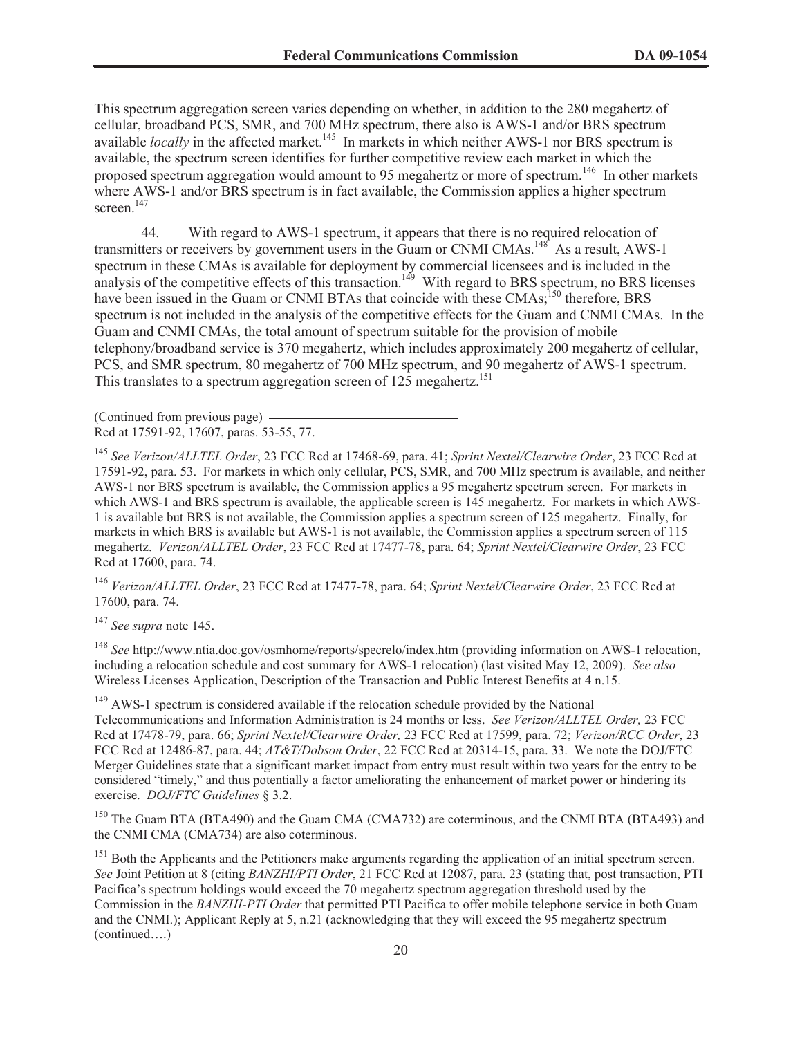This spectrum aggregation screen varies depending on whether, in addition to the 280 megahertz of cellular, broadband PCS, SMR, and 700 MHz spectrum, there also is AWS-1 and/or BRS spectrum available *locally* in the affected market.[145] In markets in which neither AWS-1 nor BRS spectrum is available, the spectrum screen identifies for further competitive review each market in which the proposed spectrum aggregation would amount to 95 megahertz or more of spectrum.[146] In other markets where AWS-1 and/or BRS spectrum is in fact available, the Commission applies a higher spectrum screen.[147]

44. With regard to AWS-1 spectrum, it appears that there is no required relocation of transmitters or receivers by government users in the Guam or CNMI CMAs.[148] As a result, AWS-1 spectrum in these CMAs is available for deployment by commercial licensees and is included in the analysis of the competitive effects of this transaction.[149] With regard to BRS spectrum, no BRS licenses have been issued in the Guam or CNMI BTAs that coincide with these CMAs;[150] therefore, BRS spectrum is not included in the analysis of the competitive effects for the Guam and CNMI CMAs. In the Guam and CNMI CMAs, the total amount of spectrum suitable for the provision of mobile telephony/broadband service is 370 megahertz, which includes approximately 200 megahertz of cellular, PCS, and SMR spectrum, 80 megahertz of 700 MHz spectrum, and 90 megahertz of AWS-1 spectrum. This translates to a spectrum aggregation screen of 125 megahertz.[151]

---

(Continued from previous page)
Rcd at 17591-92, 17607, paras. 53-55, 77.

[145] *See Verizon/ALLTEL Order*, 23 FCC Rcd at 17468-69, para. 41; *Sprint Nextel/Clearwire Order*, 23 FCC Rcd at 17591-92, para. 53. For markets in which only cellular, PCS, SMR, and 700 MHz spectrum is available, and neither AWS-1 nor BRS spectrum is available, the Commission applies a 95 megahertz spectrum screen. For markets in which AWS-1 and BRS spectrum is available, the applicable screen is 145 megahertz. For markets in which AWS-1 is available but BRS is not available, the Commission applies a spectrum screen of 125 megahertz. Finally, for markets in which BRS is available but AWS-1 is not available, the Commission applies a spectrum screen of 115 megahertz. *Verizon/ALLTEL Order*, 23 FCC Rcd at 17477-78, para. 64; *Sprint Nextel/Clearwire Order*, 23 FCC Rcd at 17600, para. 74.

[146] *Verizon/ALLTEL Order*, 23 FCC Rcd at 17477-78, para. 64; *Sprint Nextel/Clearwire Order*, 23 FCC Rcd at 17600, para. 74.

[147] *See supra* note 145.

[148] *See* http://www.ntia.doc.gov/osmhome/reports/specrelo/index.htm (providing information on AWS-1 relocation, including a relocation schedule and cost summary for AWS-1 relocation) (last visited May 12, 2009). *See also* Wireless Licenses Application, Description of the Transaction and Public Interest Benefits at 4 n.15.

[149] AWS-1 spectrum is considered available if the relocation schedule provided by the National Telecommunications and Information Administration is 24 months or less. *See Verizon/ALLTEL Order,* 23 FCC Rcd at 17478-79, para. 66; *Sprint Nextel/Clearwire Order,* 23 FCC Rcd at 17599, para. 72; *Verizon/RCC Order*, 23 FCC Rcd at 12486-87, para. 44; *AT&T/Dobson Order*, 22 FCC Rcd at 20314-15, para. 33. We note the DOJ/FTC Merger Guidelines state that a significant market impact from entry must result within two years for the entry to be considered "timely," and thus potentially a factor ameliorating the enhancement of market power or hindering its exercise. *DOJ/FTC Guidelines* § 3.2.

[150] The Guam BTA (BTA490) and the Guam CMA (CMA732) are coterminous, and the CNMI BTA (BTA493) and the CNMI CMA (CMA734) are also coterminous.

[151] Both the Applicants and the Petitioners make arguments regarding the application of an initial spectrum screen. *See* Joint Petition at 8 (citing *BANZHI/PTI Order*, 21 FCC Rcd at 12087, para. 23 (stating that, post transaction, PTI Pacifica's spectrum holdings would exceed the 70 megahertz spectrum aggregation threshold used by the Commission in the *BANZHI-PTI Order* that permitted PTI Pacifica to offer mobile telephone service in both Guam and the CNMI.); Applicant Reply at 5, n.21 (acknowledging that they will exceed the 95 megahertz spectrum (continued….)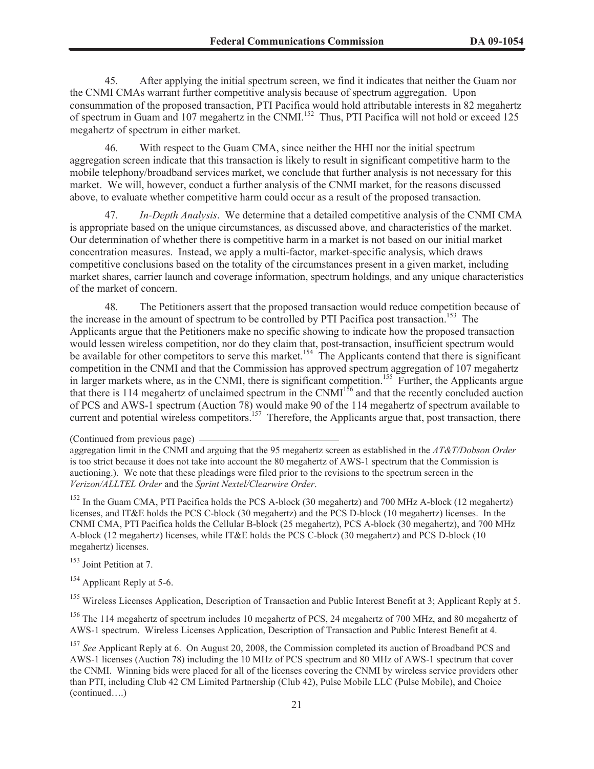45. After applying the initial spectrum screen, we find it indicates that neither the Guam nor the CNMI CMAs warrant further competitive analysis because of spectrum aggregation. Upon consummation of the proposed transaction, PTI Pacifica would hold attributable interests in 82 megahertz of spectrum in Guam and 107 megahertz in the CNMI.[152] Thus, PTI Pacifica will not hold or exceed 125 megahertz of spectrum in either market.

46. With respect to the Guam CMA, since neither the HHI nor the initial spectrum aggregation screen indicate that this transaction is likely to result in significant competitive harm to the mobile telephony/broadband services market, we conclude that further analysis is not necessary for this market. We will, however, conduct a further analysis of the CNMI market, for the reasons discussed above, to evaluate whether competitive harm could occur as a result of the proposed transaction.

47. *In-Depth Analysis*. We determine that a detailed competitive analysis of the CNMI CMA is appropriate based on the unique circumstances, as discussed above, and characteristics of the market. Our determination of whether there is competitive harm in a market is not based on our initial market concentration measures. Instead, we apply a multi-factor, market-specific analysis, which draws competitive conclusions based on the totality of the circumstances present in a given market, including market shares, carrier launch and coverage information, spectrum holdings, and any unique characteristics of the market of concern.

48. The Petitioners assert that the proposed transaction would reduce competition because of the increase in the amount of spectrum to be controlled by PTI Pacifica post transaction.[153] The Applicants argue that the Petitioners make no specific showing to indicate how the proposed transaction would lessen wireless competition, nor do they claim that, post-transaction, insufficient spectrum would be available for other competitors to serve this market.[154] The Applicants contend that there is significant competition in the CNMI and that the Commission has approved spectrum aggregation of 107 megahertz in larger markets where, as in the CNMI, there is significant competition.[155] Further, the Applicants argue that there is 114 megahertz of unclaimed spectrum in the CNMI[156] and that the recently concluded auction of PCS and AWS-1 spectrum (Auction 78) would make 90 of the 114 megahertz of spectrum available to current and potential wireless competitors.[157] Therefore, the Applicants argue that, post transaction, there

(Continued from previous page)
aggregation limit in the CNMI and arguing that the 95 megahertz screen as established in the *AT&T/Dobson Order* is too strict because it does not take into account the 80 megahertz of AWS-1 spectrum that the Commission is auctioning.). We note that these pleadings were filed prior to the revisions to the spectrum screen in the *Verizon/ALLTEL Order* and the *Sprint Nextel/Clearwire Order*.

[152] In the Guam CMA, PTI Pacifica holds the PCS A-block (30 megahertz) and 700 MHz A-block (12 megahertz) licenses, and IT&E holds the PCS C-block (30 megahertz) and the PCS D-block (10 megahertz) licenses. In the CNMI CMA, PTI Pacifica holds the Cellular B-block (25 megahertz), PCS A-block (30 megahertz), and 700 MHz A-block (12 megahertz) licenses, while IT&E holds the PCS C-block (30 megahertz) and PCS D-block (10 megahertz) licenses.

[153] Joint Petition at 7.

[154] Applicant Reply at 5-6.

[155] Wireless Licenses Application, Description of Transaction and Public Interest Benefit at 3; Applicant Reply at 5.

[156] The 114 megahertz of spectrum includes 10 megahertz of PCS, 24 megahertz of 700 MHz, and 80 megahertz of AWS-1 spectrum. Wireless Licenses Application, Description of Transaction and Public Interest Benefit at 4.

[157] *See* Applicant Reply at 6. On August 20, 2008, the Commission completed its auction of Broadband PCS and AWS-1 licenses (Auction 78) including the 10 MHz of PCS spectrum and 80 MHz of AWS-1 spectrum that cover the CNMI. Winning bids were placed for all of the licenses covering the CNMI by wireless service providers other than PTI, including Club 42 CM Limited Partnership (Club 42), Pulse Mobile LLC (Pulse Mobile), and Choice (continued….)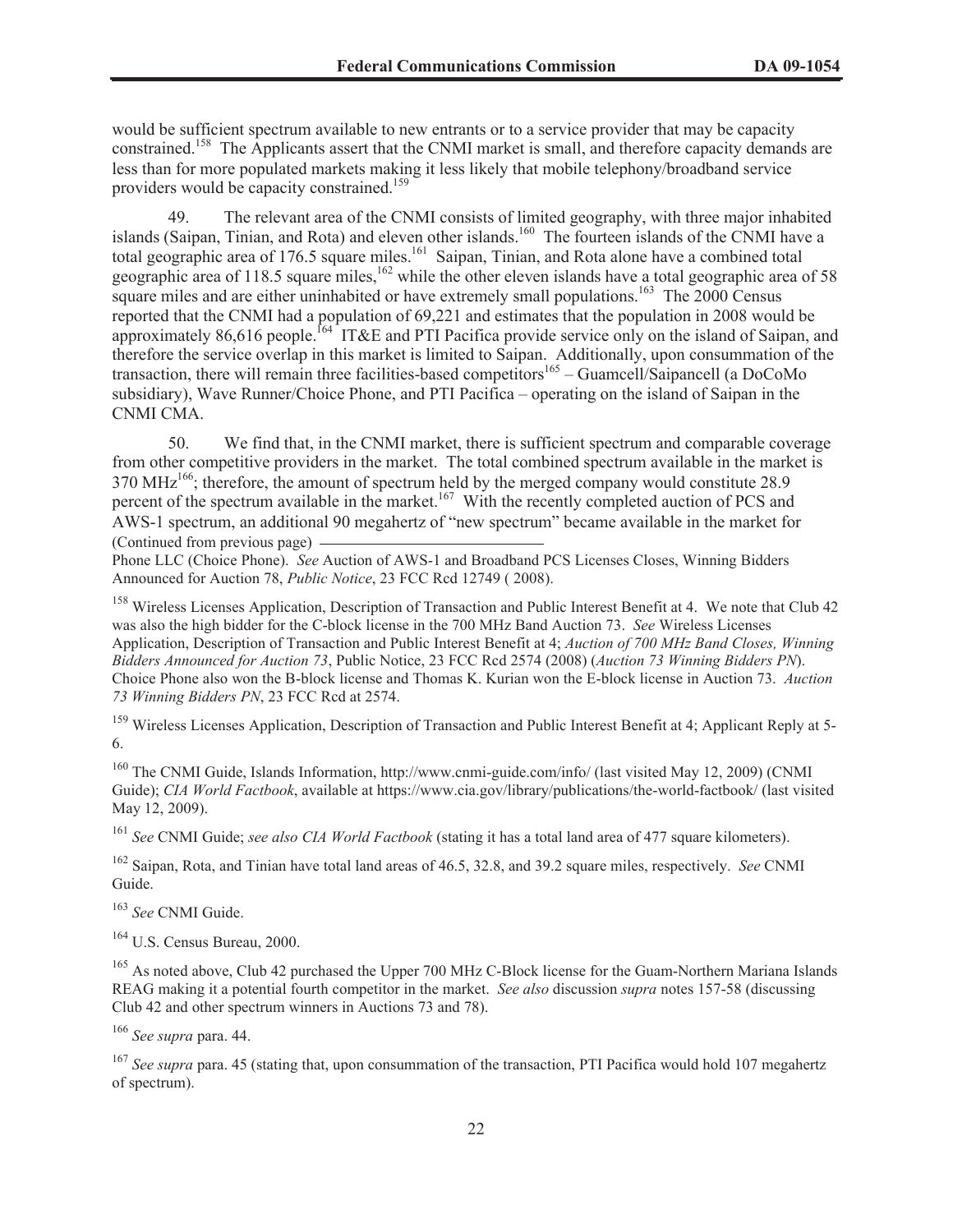would be sufficient spectrum available to new entrants or to a service provider that may be capacity constrained.[158] The Applicants assert that the CNMI market is small, and therefore capacity demands are less than for more populated markets making it less likely that mobile telephony/broadband service providers would be capacity constrained.[159]

49. The relevant area of the CNMI consists of limited geography, with three major inhabited islands (Saipan, Tinian, and Rota) and eleven other islands.[160] The fourteen islands of the CNMI have a total geographic area of 176.5 square miles.[161] Saipan, Tinian, and Rota alone have a combined total geographic area of 118.5 square miles,[162] while the other eleven islands have a total geographic area of 58 square miles and are either uninhabited or have extremely small populations.[163] The 2000 Census reported that the CNMI had a population of 69,221 and estimates that the population in 2008 would be approximately 86,616 people.[164] IT&E and PTI Pacifica provide service only on the island of Saipan, and therefore the service overlap in this market is limited to Saipan. Additionally, upon consummation of the transaction, there will remain three facilities-based competitors[165] – Guamcell/Saipancell (a DoCoMo subsidiary), Wave Runner/Choice Phone, and PTI Pacifica – operating on the island of Saipan in the CNMI CMA.

50. We find that, in the CNMI market, there is sufficient spectrum and comparable coverage from other competitive providers in the market. The total combined spectrum available in the market is 370 MHz[166]; therefore, the amount of spectrum held by the merged company would constitute 28.9 percent of the spectrum available in the market.[167] With the recently completed auction of PCS and AWS-1 spectrum, an additional 90 megahertz of "new spectrum" became available in the market for

(Continued from previous page)

Phone LLC (Choice Phone). *See* Auction of AWS-1 and Broadband PCS Licenses Closes, Winning Bidders Announced for Auction 78, *Public Notice*, 23 FCC Rcd 12749 ( 2008).

[158] Wireless Licenses Application, Description of Transaction and Public Interest Benefit at 4. We note that Club 42 was also the high bidder for the C-block license in the 700 MHz Band Auction 73. *See* Wireless Licenses Application, Description of Transaction and Public Interest Benefit at 4; *Auction of 700 MHz Band Closes, Winning Bidders Announced for Auction 73*, Public Notice, 23 FCC Rcd 2574 (2008) (*Auction 73 Winning Bidders PN*). Choice Phone also won the B-block license and Thomas K. Kurian won the E-block license in Auction 73. *Auction 73 Winning Bidders PN*, 23 FCC Rcd at 2574.

[159] Wireless Licenses Application, Description of Transaction and Public Interest Benefit at 4; Applicant Reply at 5-6.

[160] The CNMI Guide, Islands Information, http://www.cnmi-guide.com/info/ (last visited May 12, 2009) (CNMI Guide); *CIA World Factbook*, available at https://www.cia.gov/library/publications/the-world-factbook/ (last visited May 12, 2009).

[161] *See* CNMI Guide; *see also CIA World Factbook* (stating it has a total land area of 477 square kilometers).

[162] Saipan, Rota, and Tinian have total land areas of 46.5, 32.8, and 39.2 square miles, respectively. *See* CNMI Guide.

[163] *See* CNMI Guide.

[164] U.S. Census Bureau, 2000.

[165] As noted above, Club 42 purchased the Upper 700 MHz C-Block license for the Guam-Northern Mariana Islands REAG making it a potential fourth competitor in the market. *See also* discussion *supra* notes 157-58 (discussing Club 42 and other spectrum winners in Auctions 73 and 78).

[166] *See supra* para. 44.

[167] *See supra* para. 45 (stating that, upon consummation of the transaction, PTI Pacifica would hold 107 megahertz of spectrum).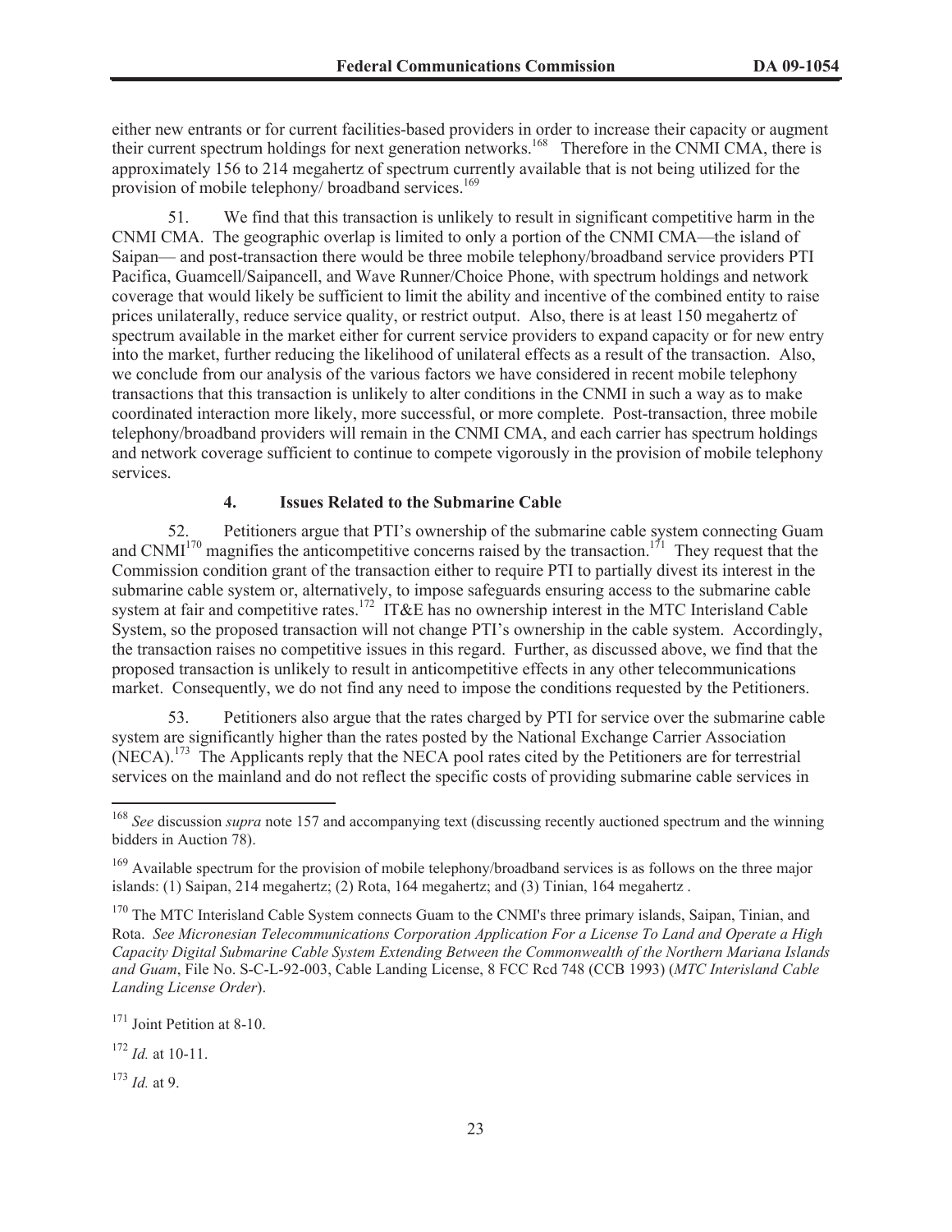either new entrants or for current facilities-based providers in order to increase their capacity or augment their current spectrum holdings for next generation networks.[168] Therefore in the CNMI CMA, there is approximately 156 to 214 megahertz of spectrum currently available that is not being utilized for the provision of mobile telephony/ broadband services.[169]

51. We find that this transaction is unlikely to result in significant competitive harm in the CNMI CMA. The geographic overlap is limited to only a portion of the CNMI CMA—the island of Saipan— and post-transaction there would be three mobile telephony/broadband service providers PTI Pacifica, Guamcell/Saipancell, and Wave Runner/Choice Phone, with spectrum holdings and network coverage that would likely be sufficient to limit the ability and incentive of the combined entity to raise prices unilaterally, reduce service quality, or restrict output. Also, there is at least 150 megahertz of spectrum available in the market either for current service providers to expand capacity or for new entry into the market, further reducing the likelihood of unilateral effects as a result of the transaction. Also, we conclude from our analysis of the various factors we have considered in recent mobile telephony transactions that this transaction is unlikely to alter conditions in the CNMI in such a way as to make coordinated interaction more likely, more successful, or more complete. Post-transaction, three mobile telephony/broadband providers will remain in the CNMI CMA, and each carrier has spectrum holdings and network coverage sufficient to continue to compete vigorously in the provision of mobile telephony services.

#### 4. Issues Related to the Submarine Cable

52. Petitioners argue that PTI's ownership of the submarine cable system connecting Guam and CNMI[170] magnifies the anticompetitive concerns raised by the transaction.[171] They request that the Commission condition grant of the transaction either to require PTI to partially divest its interest in the submarine cable system or, alternatively, to impose safeguards ensuring access to the submarine cable system at fair and competitive rates.[172] IT&E has no ownership interest in the MTC Interisland Cable System, so the proposed transaction will not change PTI's ownership in the cable system. Accordingly, the transaction raises no competitive issues in this regard. Further, as discussed above, we find that the proposed transaction is unlikely to result in anticompetitive effects in any other telecommunications market. Consequently, we do not find any need to impose the conditions requested by the Petitioners.

53. Petitioners also argue that the rates charged by PTI for service over the submarine cable system are significantly higher than the rates posted by the National Exchange Carrier Association (NECA).[173] The Applicants reply that the NECA pool rates cited by the Petitioners are for terrestrial services on the mainland and do not reflect the specific costs of providing submarine cable services in

---

[168] *See* discussion *supra* note 157 and accompanying text (discussing recently auctioned spectrum and the winning bidders in Auction 78).

[169] Available spectrum for the provision of mobile telephony/broadband services is as follows on the three major islands: (1) Saipan, 214 megahertz; (2) Rota, 164 megahertz; and (3) Tinian, 164 megahertz .

[170] The MTC Interisland Cable System connects Guam to the CNMI's three primary islands, Saipan, Tinian, and Rota. *See Micronesian Telecommunications Corporation Application For a License To Land and Operate a High Capacity Digital Submarine Cable System Extending Between the Commonwealth of the Northern Mariana Islands and Guam*, File No. S-C-L-92-003, Cable Landing License, 8 FCC Rcd 748 (CCB 1993) (*MTC Interisland Cable Landing License Order*).

[171] Joint Petition at 8-10.

[172] *Id.* at 10-11.

[173] *Id.* at 9.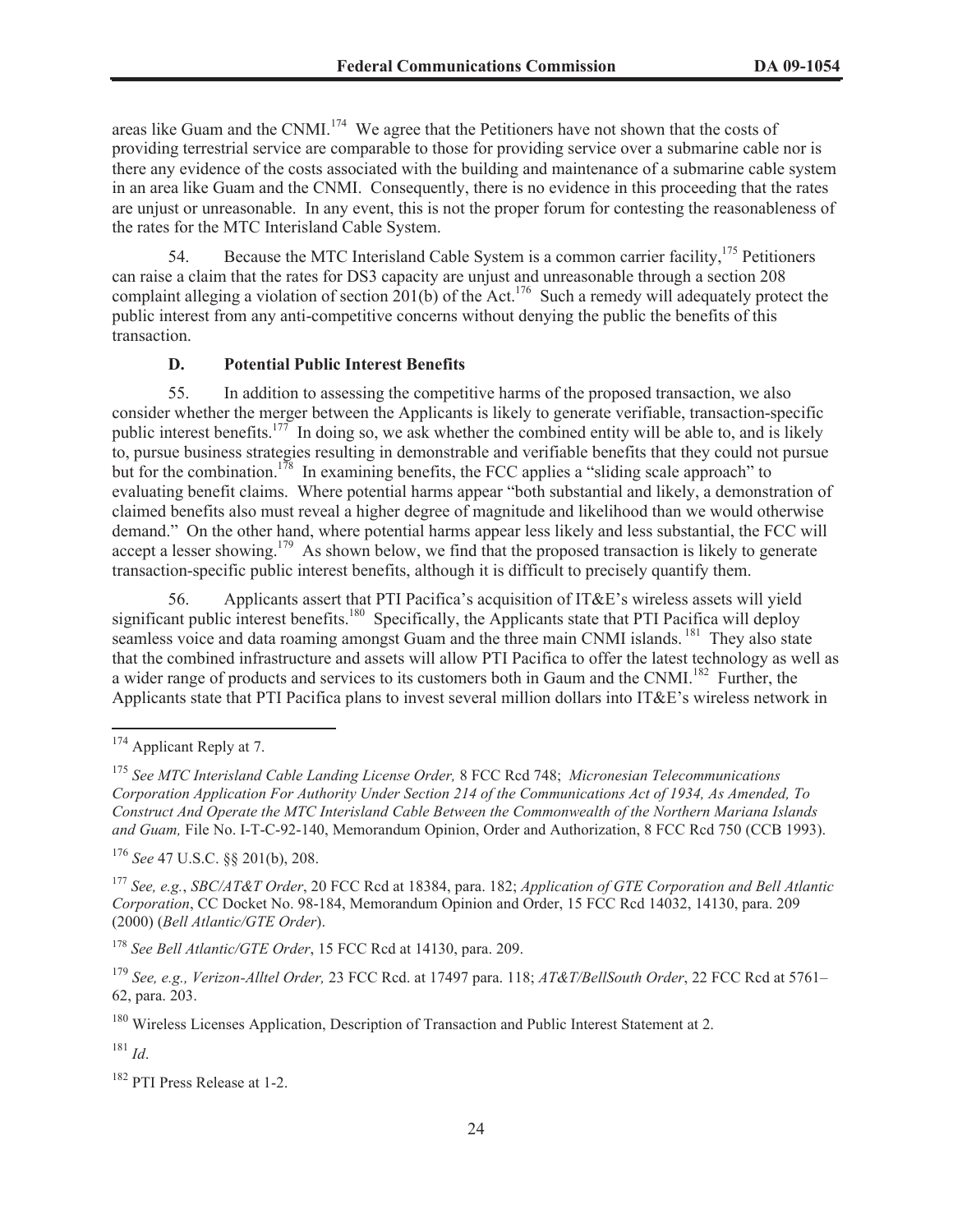areas like Guam and the CNMI.[174] We agree that the Petitioners have not shown that the costs of providing terrestrial service are comparable to those for providing service over a submarine cable nor is there any evidence of the costs associated with the building and maintenance of a submarine cable system in an area like Guam and the CNMI. Consequently, there is no evidence in this proceeding that the rates are unjust or unreasonable. In any event, this is not the proper forum for contesting the reasonableness of the rates for the MTC Interisland Cable System.

54. Because the MTC Interisland Cable System is a common carrier facility,[175] Petitioners can raise a claim that the rates for DS3 capacity are unjust and unreasonable through a section 208 complaint alleging a violation of section 201(b) of the Act.[176] Such a remedy will adequately protect the public interest from any anti-competitive concerns without denying the public the benefits of this transaction.

### D. Potential Public Interest Benefits

55. In addition to assessing the competitive harms of the proposed transaction, we also consider whether the merger between the Applicants is likely to generate verifiable, transaction-specific public interest benefits.[177] In doing so, we ask whether the combined entity will be able to, and is likely to, pursue business strategies resulting in demonstrable and verifiable benefits that they could not pursue but for the combination.[178] In examining benefits, the FCC applies a "sliding scale approach" to evaluating benefit claims. Where potential harms appear "both substantial and likely, a demonstration of claimed benefits also must reveal a higher degree of magnitude and likelihood than we would otherwise demand." On the other hand, where potential harms appear less likely and less substantial, the FCC will accept a lesser showing.[179] As shown below, we find that the proposed transaction is likely to generate transaction-specific public interest benefits, although it is difficult to precisely quantify them.

56. Applicants assert that PTI Pacifica's acquisition of IT&E's wireless assets will yield significant public interest benefits.[180] Specifically, the Applicants state that PTI Pacifica will deploy seamless voice and data roaming amongst Guam and the three main CNMI islands.[181] They also state that the combined infrastructure and assets will allow PTI Pacifica to offer the latest technology as well as a wider range of products and services to its customers both in Gaum and the CNMI.[182] Further, the Applicants state that PTI Pacifica plans to invest several million dollars into IT&E's wireless network in

---

[174] Applicant Reply at 7.

[175] *See MTC Interisland Cable Landing License Order,* 8 FCC Rcd 748; *Micronesian Telecommunications Corporation Application For Authority Under Section 214 of the Communications Act of 1934, As Amended, To Construct And Operate the MTC Interisland Cable Between the Commonwealth of the Northern Mariana Islands and Guam,* File No. I-T-C-92-140, Memorandum Opinion, Order and Authorization, 8 FCC Rcd 750 (CCB 1993).

[176] *See* 47 U.S.C. §§ 201(b), 208.

[177] *See, e.g.*, *SBC/AT&T Order*, 20 FCC Rcd at 18384, para. 182; *Application of GTE Corporation and Bell Atlantic Corporation*, CC Docket No. 98-184, Memorandum Opinion and Order, 15 FCC Rcd 14032, 14130, para. 209 (2000) (*Bell Atlantic/GTE Order*).

[178] *See Bell Atlantic/GTE Order*, 15 FCC Rcd at 14130, para. 209.

[179] *See, e.g., Verizon-Alltel Order,* 23 FCC Rcd. at 17497 para. 118; *AT&T/BellSouth Order*, 22 FCC Rcd at 5761–62, para. 203.

[180] Wireless Licenses Application, Description of Transaction and Public Interest Statement at 2.

[181] *Id*.

[182] PTI Press Release at 1-2.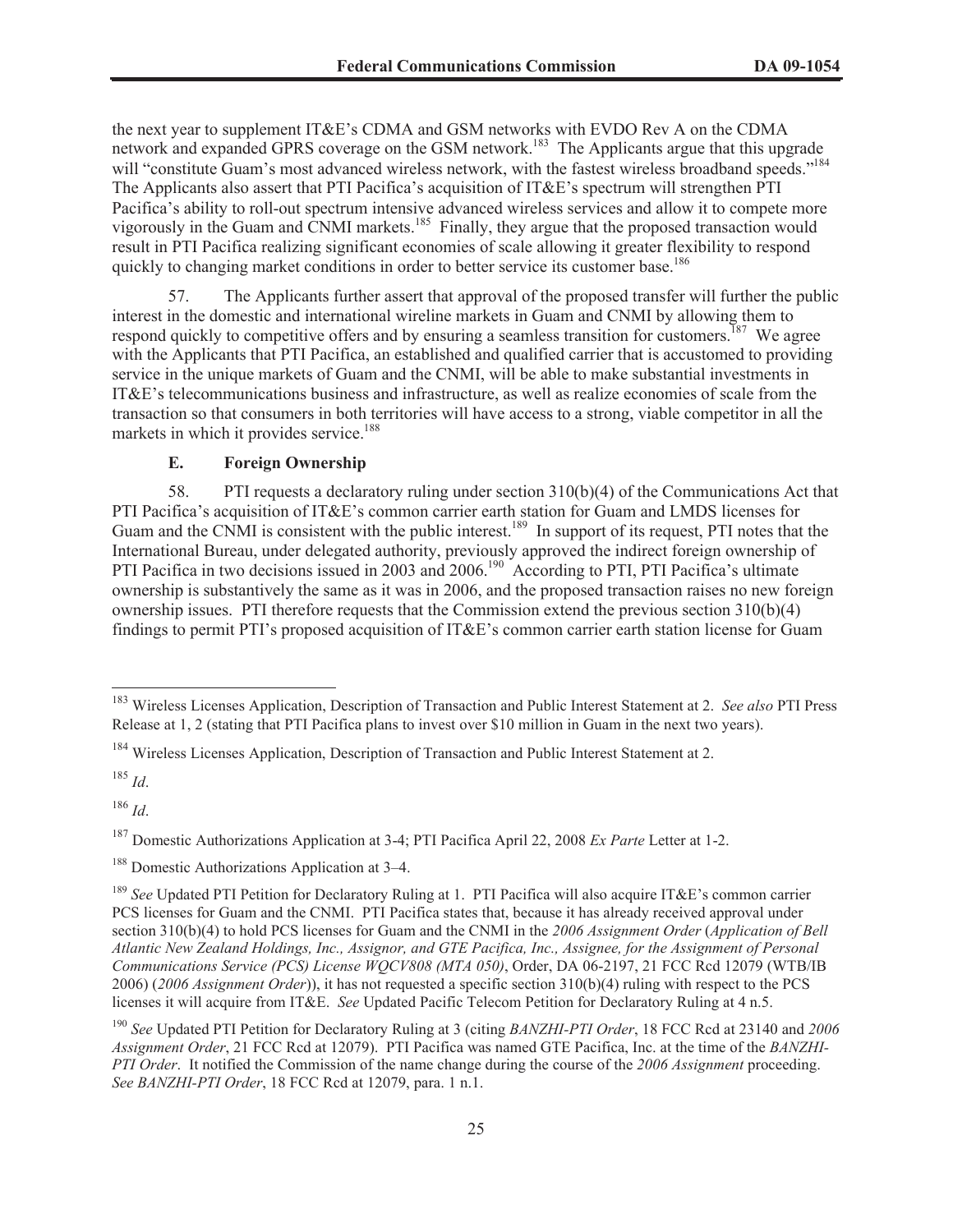the next year to supplement IT&E's CDMA and GSM networks with EVDO Rev A on the CDMA network and expanded GPRS coverage on the GSM network.[183] The Applicants argue that this upgrade will "constitute Guam's most advanced wireless network, with the fastest wireless broadband speeds."[184] The Applicants also assert that PTI Pacifica's acquisition of IT&E's spectrum will strengthen PTI Pacifica's ability to roll-out spectrum intensive advanced wireless services and allow it to compete more vigorously in the Guam and CNMI markets.[185] Finally, they argue that the proposed transaction would result in PTI Pacifica realizing significant economies of scale allowing it greater flexibility to respond quickly to changing market conditions in order to better service its customer base.[186]

57. The Applicants further assert that approval of the proposed transfer will further the public interest in the domestic and international wireline markets in Guam and CNMI by allowing them to respond quickly to competitive offers and by ensuring a seamless transition for customers.[187] We agree with the Applicants that PTI Pacifica, an established and qualified carrier that is accustomed to providing service in the unique markets of Guam and the CNMI, will be able to make substantial investments in IT&E's telecommunications business and infrastructure, as well as realize economies of scale from the transaction so that consumers in both territories will have access to a strong, viable competitor in all the markets in which it provides service.[188]

### E. Foreign Ownership

58. PTI requests a declaratory ruling under section 310(b)(4) of the Communications Act that PTI Pacifica's acquisition of IT&E's common carrier earth station for Guam and LMDS licenses for Guam and the CNMI is consistent with the public interest.[189] In support of its request, PTI notes that the International Bureau, under delegated authority, previously approved the indirect foreign ownership of PTI Pacifica in two decisions issued in 2003 and 2006.[190] According to PTI, PTI Pacifica's ultimate ownership is substantively the same as it was in 2006, and the proposed transaction raises no new foreign ownership issues. PTI therefore requests that the Commission extend the previous section 310(b)(4) findings to permit PTI's proposed acquisition of IT&E's common carrier earth station license for Guam

---

[183] Wireless Licenses Application, Description of Transaction and Public Interest Statement at 2. *See also* PTI Press Release at 1, 2 (stating that PTI Pacifica plans to invest over $10 million in Guam in the next two years).

[184] Wireless Licenses Application, Description of Transaction and Public Interest Statement at 2.

[185] *Id*.

[186] *Id*.

[187] Domestic Authorizations Application at 3-4; PTI Pacifica April 22, 2008 *Ex Parte* Letter at 1-2.

[188] Domestic Authorizations Application at 3–4.

[189] *See* Updated PTI Petition for Declaratory Ruling at 1. PTI Pacifica will also acquire IT&E's common carrier PCS licenses for Guam and the CNMI. PTI Pacifica states that, because it has already received approval under section 310(b)(4) to hold PCS licenses for Guam and the CNMI in the *2006 Assignment Order* (*Application of Bell Atlantic New Zealand Holdings, Inc., Assignor, and GTE Pacifica, Inc., Assignee, for the Assignment of Personal Communications Service (PCS) License WQCV808 (MTA 050)*, Order, DA 06-2197, 21 FCC Rcd 12079 (WTB/IB 2006) (*2006 Assignment Order*)), it has not requested a specific section 310(b)(4) ruling with respect to the PCS licenses it will acquire from IT&E. *See* Updated Pacific Telecom Petition for Declaratory Ruling at 4 n.5.

[190] *See* Updated PTI Petition for Declaratory Ruling at 3 (citing *BANZHI-PTI Order*, 18 FCC Rcd at 23140 and *2006 Assignment Order*, 21 FCC Rcd at 12079). PTI Pacifica was named GTE Pacifica, Inc. at the time of the *BANZHI-PTI Order*. It notified the Commission of the name change during the course of the *2006 Assignment* proceeding. *See BANZHI-PTI Order*, 18 FCC Rcd at 12079, para. 1 n.1.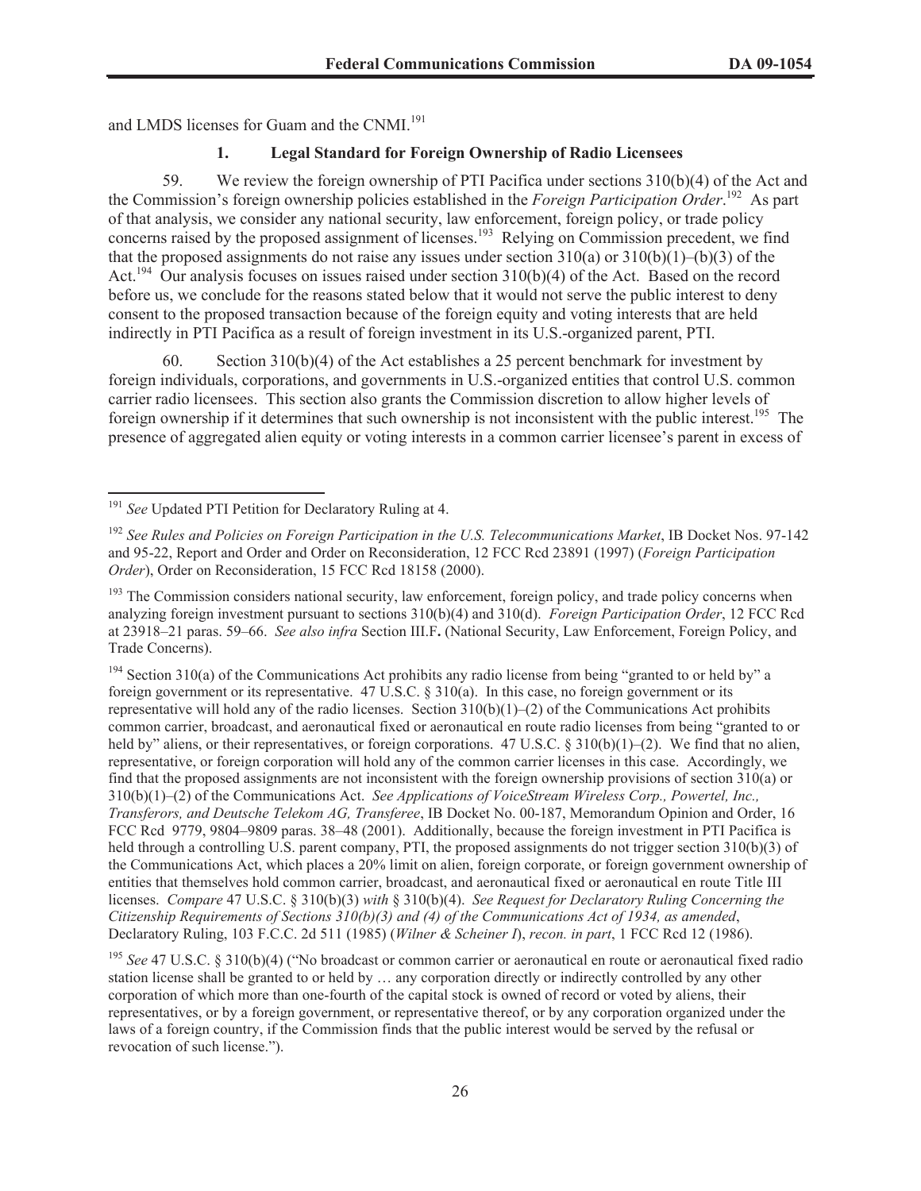and LMDS licenses for Guam and the CNMI.[191]

### 1. Legal Standard for Foreign Ownership of Radio Licensees

59. We review the foreign ownership of PTI Pacifica under sections 310(b)(4) of the Act and the Commission's foreign ownership policies established in the *Foreign Participation Order*.[192] As part of that analysis, we consider any national security, law enforcement, foreign policy, or trade policy concerns raised by the proposed assignment of licenses.[193] Relying on Commission precedent, we find that the proposed assignments do not raise any issues under section 310(a) or 310(b)(1)–(b)(3) of the Act.[194] Our analysis focuses on issues raised under section 310(b)(4) of the Act. Based on the record before us, we conclude for the reasons stated below that it would not serve the public interest to deny consent to the proposed transaction because of the foreign equity and voting interests that are held indirectly in PTI Pacifica as a result of foreign investment in its U.S.-organized parent, PTI.

60. Section 310(b)(4) of the Act establishes a 25 percent benchmark for investment by foreign individuals, corporations, and governments in U.S.-organized entities that control U.S. common carrier radio licensees. This section also grants the Commission discretion to allow higher levels of foreign ownership if it determines that such ownership is not inconsistent with the public interest.[195] The presence of aggregated alien equity or voting interests in a common carrier licensee's parent in excess of

---

[191] *See* Updated PTI Petition for Declaratory Ruling at 4.

[192] *See Rules and Policies on Foreign Participation in the U.S. Telecommunications Market*, IB Docket Nos. 97-142 and 95-22, Report and Order and Order on Reconsideration, 12 FCC Rcd 23891 (1997) (*Foreign Participation Order*), Order on Reconsideration, 15 FCC Rcd 18158 (2000).

[193] The Commission considers national security, law enforcement, foreign policy, and trade policy concerns when analyzing foreign investment pursuant to sections 310(b)(4) and 310(d). *Foreign Participation Order*, 12 FCC Rcd at 23918–21 paras. 59–66. *See also infra* Section III.F**.** (National Security, Law Enforcement, Foreign Policy, and Trade Concerns).

[194] Section 310(a) of the Communications Act prohibits any radio license from being "granted to or held by" a foreign government or its representative. 47 U.S.C. § 310(a). In this case, no foreign government or its representative will hold any of the radio licenses. Section 310(b)(1)–(2) of the Communications Act prohibits common carrier, broadcast, and aeronautical fixed or aeronautical en route radio licenses from being "granted to or held by" aliens, or their representatives, or foreign corporations. 47 U.S.C. § 310(b)(1)–(2). We find that no alien, representative, or foreign corporation will hold any of the common carrier licenses in this case. Accordingly, we find that the proposed assignments are not inconsistent with the foreign ownership provisions of section 310(a) or 310(b)(1)–(2) of the Communications Act. *See Applications of VoiceStream Wireless Corp., Powertel, Inc., Transferors, and Deutsche Telekom AG, Transferee*, IB Docket No. 00-187, Memorandum Opinion and Order, 16 FCC Rcd 9779, 9804–9809 paras. 38–48 (2001). Additionally, because the foreign investment in PTI Pacifica is held through a controlling U.S. parent company, PTI, the proposed assignments do not trigger section 310(b)(3) of the Communications Act, which places a 20% limit on alien, foreign corporate, or foreign government ownership of entities that themselves hold common carrier, broadcast, and aeronautical fixed or aeronautical en route Title III licenses. *Compare* 47 U.S.C. § 310(b)(3) *with* § 310(b)(4). *See Request for Declaratory Ruling Concerning the Citizenship Requirements of Sections 310(b)(3) and (4) of the Communications Act of 1934, as amended*, Declaratory Ruling, 103 F.C.C. 2d 511 (1985) (*Wilner & Scheiner I*), *recon. in part*, 1 FCC Rcd 12 (1986).

[195] *See* 47 U.S.C. § 310(b)(4) ("No broadcast or common carrier or aeronautical en route or aeronautical fixed radio station license shall be granted to or held by … any corporation directly or indirectly controlled by any other corporation of which more than one-fourth of the capital stock is owned of record or voted by aliens, their representatives, or by a foreign government, or representative thereof, or by any corporation organized under the laws of a foreign country, if the Commission finds that the public interest would be served by the refusal or revocation of such license.").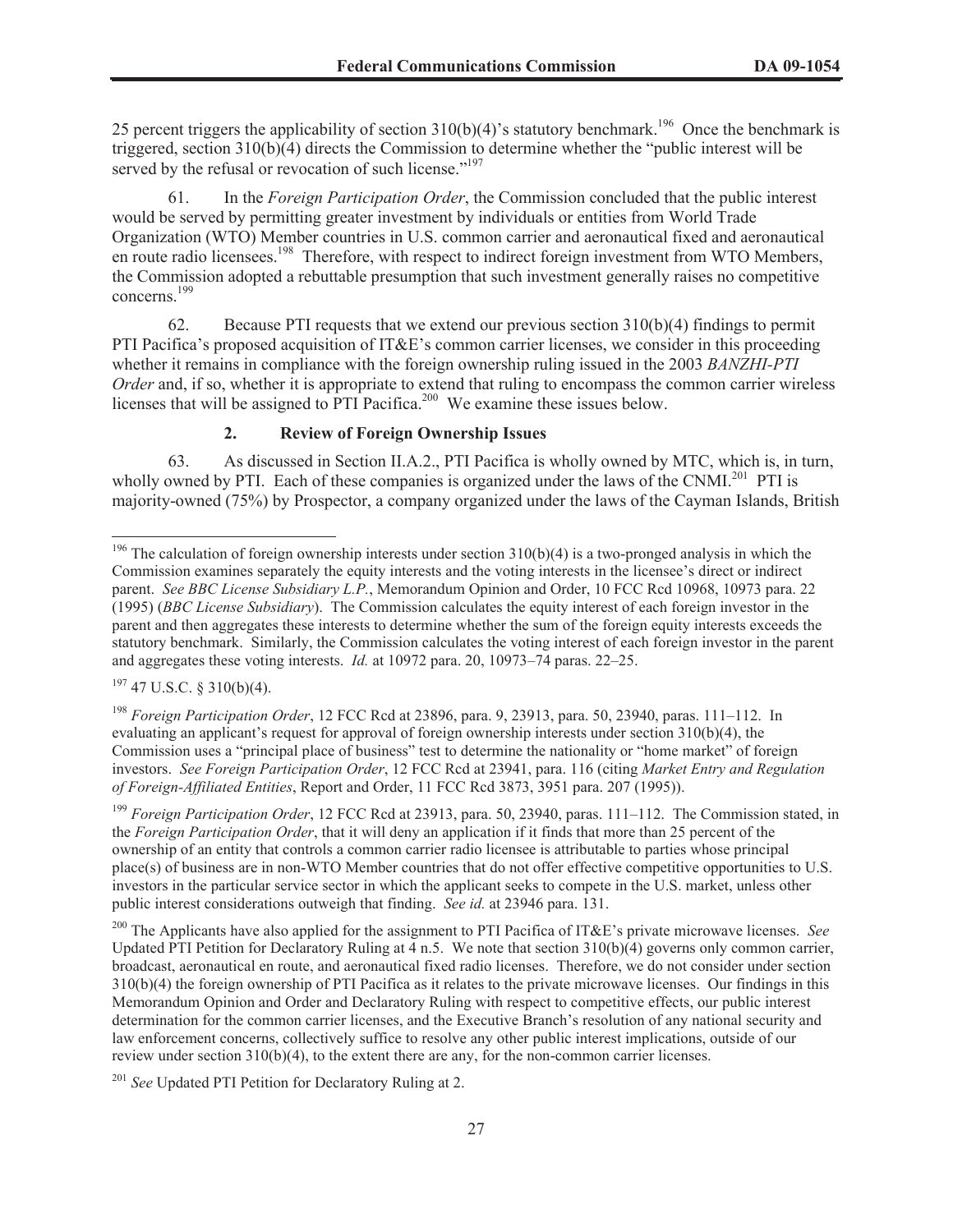25 percent triggers the applicability of section 310(b)(4)'s statutory benchmark.[196] Once the benchmark is triggered, section 310(b)(4) directs the Commission to determine whether the "public interest will be served by the refusal or revocation of such license."[197]

61. In the *Foreign Participation Order*, the Commission concluded that the public interest would be served by permitting greater investment by individuals or entities from World Trade Organization (WTO) Member countries in U.S. common carrier and aeronautical fixed and aeronautical en route radio licensees.[198] Therefore, with respect to indirect foreign investment from WTO Members, the Commission adopted a rebuttable presumption that such investment generally raises no competitive concerns.[199]

62. Because PTI requests that we extend our previous section 310(b)(4) findings to permit PTI Pacifica's proposed acquisition of IT&E's common carrier licenses, we consider in this proceeding whether it remains in compliance with the foreign ownership ruling issued in the 2003 *BANZHI-PTI Order* and, if so, whether it is appropriate to extend that ruling to encompass the common carrier wireless licenses that will be assigned to PTI Pacifica.[200] We examine these issues below.

### 2. Review of Foreign Ownership Issues

63. As discussed in Section II.A.2., PTI Pacifica is wholly owned by MTC, which is, in turn, wholly owned by PTI. Each of these companies is organized under the laws of the CNMI.[201] PTI is majority-owned (75%) by Prospector, a company organized under the laws of the Cayman Islands, British

---

[196] The calculation of foreign ownership interests under section 310(b)(4) is a two-pronged analysis in which the Commission examines separately the equity interests and the voting interests in the licensee's direct or indirect parent. *See BBC License Subsidiary L.P.*, Memorandum Opinion and Order, 10 FCC Rcd 10968, 10973 para. 22 (1995) (*BBC License Subsidiary*). The Commission calculates the equity interest of each foreign investor in the parent and then aggregates these interests to determine whether the sum of the foreign equity interests exceeds the statutory benchmark. Similarly, the Commission calculates the voting interest of each foreign investor in the parent and aggregates these voting interests. *Id.* at 10972 para. 20, 10973–74 paras. 22–25.

[197] 47 U.S.C. § 310(b)(4).

[198] *Foreign Participation Order*, 12 FCC Rcd at 23896, para. 9, 23913, para. 50, 23940, paras. 111–112. In evaluating an applicant's request for approval of foreign ownership interests under section 310(b)(4), the Commission uses a "principal place of business" test to determine the nationality or "home market" of foreign investors. *See Foreign Participation Order*, 12 FCC Rcd at 23941, para. 116 (citing *Market Entry and Regulation of Foreign-Affiliated Entities*, Report and Order, 11 FCC Rcd 3873, 3951 para. 207 (1995)).

[199] *Foreign Participation Order*, 12 FCC Rcd at 23913, para. 50, 23940, paras. 111–112. The Commission stated, in the *Foreign Participation Order*, that it will deny an application if it finds that more than 25 percent of the ownership of an entity that controls a common carrier radio licensee is attributable to parties whose principal place(s) of business are in non-WTO Member countries that do not offer effective competitive opportunities to U.S. investors in the particular service sector in which the applicant seeks to compete in the U.S. market, unless other public interest considerations outweigh that finding. *See id.* at 23946 para. 131.

[200] The Applicants have also applied for the assignment to PTI Pacifica of IT&E's private microwave licenses. *See* Updated PTI Petition for Declaratory Ruling at 4 n.5. We note that section 310(b)(4) governs only common carrier, broadcast, aeronautical en route, and aeronautical fixed radio licenses. Therefore, we do not consider under section 310(b)(4) the foreign ownership of PTI Pacifica as it relates to the private microwave licenses. Our findings in this Memorandum Opinion and Order and Declaratory Ruling with respect to competitive effects, our public interest determination for the common carrier licenses, and the Executive Branch's resolution of any national security and law enforcement concerns, collectively suffice to resolve any other public interest implications, outside of our review under section 310(b)(4), to the extent there are any, for the non-common carrier licenses.

[201] *See* Updated PTI Petition for Declaratory Ruling at 2.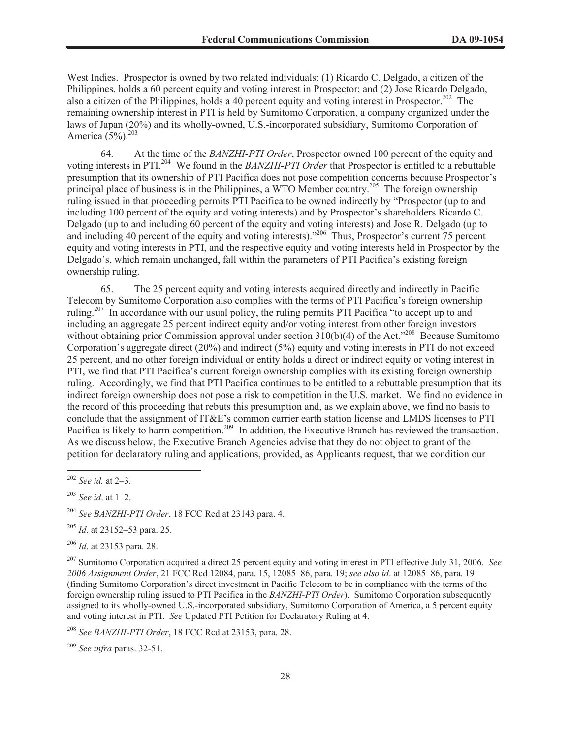West Indies. Prospector is owned by two related individuals: (1) Ricardo C. Delgado, a citizen of the Philippines, holds a 60 percent equity and voting interest in Prospector; and (2) Jose Ricardo Delgado, also a citizen of the Philippines, holds a 40 percent equity and voting interest in Prospector.[202] The remaining ownership interest in PTI is held by Sumitomo Corporation, a company organized under the laws of Japan (20%) and its wholly-owned, U.S.-incorporated subsidiary, Sumitomo Corporation of America (5%).[203]

64. At the time of the *BANZHI-PTI Order*, Prospector owned 100 percent of the equity and voting interests in PTI.[204] We found in the *BANZHI-PTI Order* that Prospector is entitled to a rebuttable presumption that its ownership of PTI Pacifica does not pose competition concerns because Prospector's principal place of business is in the Philippines, a WTO Member country.[205] The foreign ownership ruling issued in that proceeding permits PTI Pacifica to be owned indirectly by "Prospector (up to and including 100 percent of the equity and voting interests) and by Prospector's shareholders Ricardo C. Delgado (up to and including 60 percent of the equity and voting interests) and Jose R. Delgado (up to and including 40 percent of the equity and voting interests)."[206] Thus, Prospector's current 75 percent equity and voting interests in PTI, and the respective equity and voting interests held in Prospector by the Delgado's, which remain unchanged, fall within the parameters of PTI Pacifica's existing foreign ownership ruling.

65. The 25 percent equity and voting interests acquired directly and indirectly in Pacific Telecom by Sumitomo Corporation also complies with the terms of PTI Pacifica's foreign ownership ruling.[207] In accordance with our usual policy, the ruling permits PTI Pacifica "to accept up to and including an aggregate 25 percent indirect equity and/or voting interest from other foreign investors without obtaining prior Commission approval under section 310(b)(4) of the Act."[208] Because Sumitomo Corporation's aggregate direct (20%) and indirect (5%) equity and voting interests in PTI do not exceed 25 percent, and no other foreign individual or entity holds a direct or indirect equity or voting interest in PTI, we find that PTI Pacifica's current foreign ownership complies with its existing foreign ownership ruling. Accordingly, we find that PTI Pacifica continues to be entitled to a rebuttable presumption that its indirect foreign ownership does not pose a risk to competition in the U.S. market. We find no evidence in the record of this proceeding that rebuts this presumption and, as we explain above, we find no basis to conclude that the assignment of IT&E's common carrier earth station license and LMDS licenses to PTI Pacifica is likely to harm competition.[209] In addition, the Executive Branch has reviewed the transaction. As we discuss below, the Executive Branch Agencies advise that they do not object to grant of the petition for declaratory ruling and applications, provided, as Applicants request, that we condition our

---

[202] *See id.* at 2–3.

[203] *See id*. at 1–2.

[204] *See BANZHI-PTI Order*, 18 FCC Rcd at 23143 para. 4.

[205] *Id*. at 23152–53 para. 25.

[206] *Id*. at 23153 para. 28.

[207] Sumitomo Corporation acquired a direct 25 percent equity and voting interest in PTI effective July 31, 2006. *See 2006 Assignment Order*, 21 FCC Rcd 12084, para. 15, 12085–86, para. 19; *see also id*. at 12085–86, para. 19 (finding Sumitomo Corporation's direct investment in Pacific Telecom to be in compliance with the terms of the foreign ownership ruling issued to PTI Pacifica in the *BANZHI-PTI Order*). Sumitomo Corporation subsequently assigned to its wholly-owned U.S.-incorporated subsidiary, Sumitomo Corporation of America, a 5 percent equity and voting interest in PTI. *See* Updated PTI Petition for Declaratory Ruling at 4.

[208] *See BANZHI-PTI Order*, 18 FCC Rcd at 23153, para. 28.

[209] *See infra* paras. 32-51.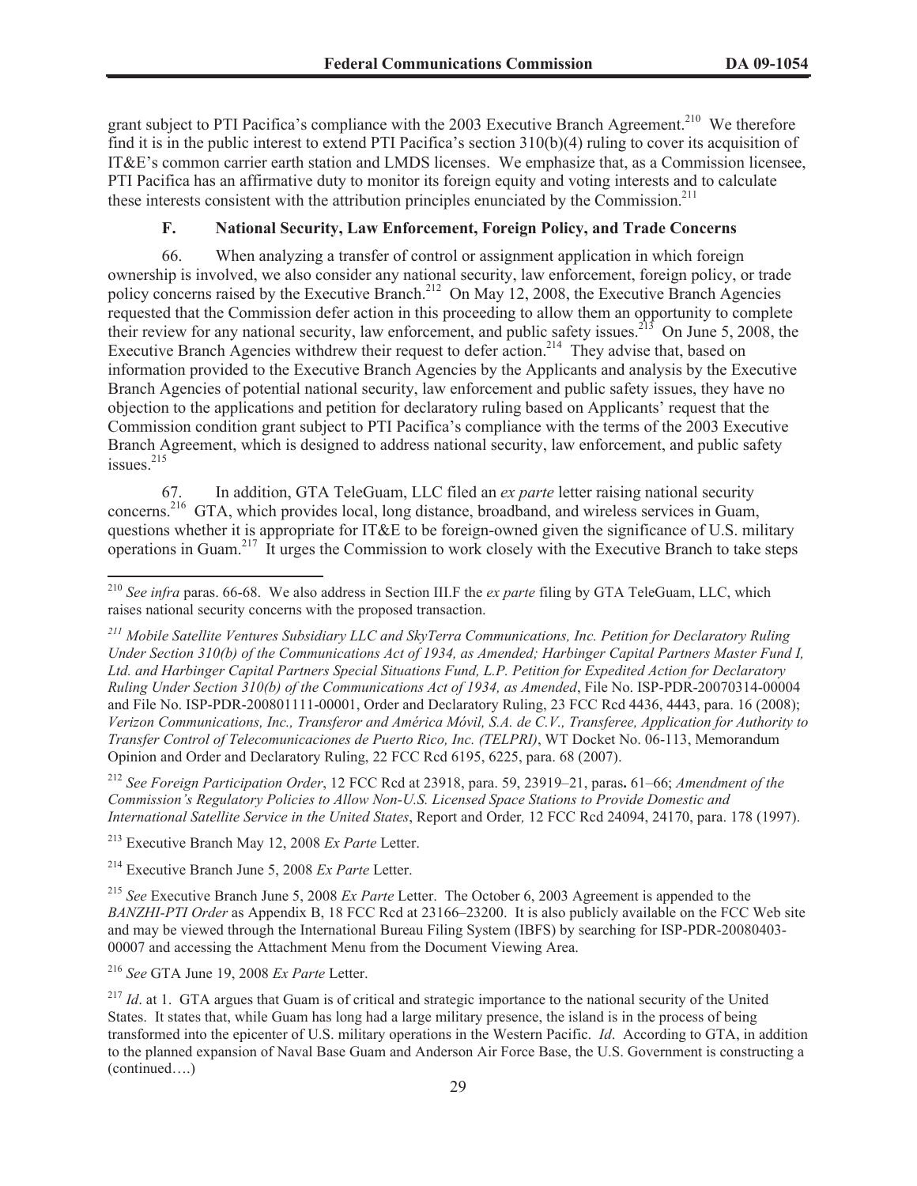grant subject to PTI Pacifica's compliance with the 2003 Executive Branch Agreement.[210] We therefore find it is in the public interest to extend PTI Pacifica's section 310(b)(4) ruling to cover its acquisition of IT&E's common carrier earth station and LMDS licenses. We emphasize that, as a Commission licensee, PTI Pacifica has an affirmative duty to monitor its foreign equity and voting interests and to calculate these interests consistent with the attribution principles enunciated by the Commission.[211]

### F. National Security, Law Enforcement, Foreign Policy, and Trade Concerns

66. When analyzing a transfer of control or assignment application in which foreign ownership is involved, we also consider any national security, law enforcement, foreign policy, or trade policy concerns raised by the Executive Branch.[212] On May 12, 2008, the Executive Branch Agencies requested that the Commission defer action in this proceeding to allow them an opportunity to complete their review for any national security, law enforcement, and public safety issues.[213] On June 5, 2008, the Executive Branch Agencies withdrew their request to defer action.[214] They advise that, based on information provided to the Executive Branch Agencies by the Applicants and analysis by the Executive Branch Agencies of potential national security, law enforcement and public safety issues, they have no objection to the applications and petition for declaratory ruling based on Applicants' request that the Commission condition grant subject to PTI Pacifica's compliance with the terms of the 2003 Executive Branch Agreement, which is designed to address national security, law enforcement, and public safety issues.[215]

67. In addition, GTA TeleGuam, LLC filed an *ex parte* letter raising national security concerns.[216] GTA, which provides local, long distance, broadband, and wireless services in Guam, questions whether it is appropriate for IT&E to be foreign-owned given the significance of U.S. military operations in Guam.[217] It urges the Commission to work closely with the Executive Branch to take steps

---

[210] *See infra* paras. 66-68. We also address in Section III.F the *ex parte* filing by GTA TeleGuam, LLC, which raises national security concerns with the proposed transaction.

[211] *Mobile Satellite Ventures Subsidiary LLC and SkyTerra Communications, Inc. Petition for Declaratory Ruling Under Section 310(b) of the Communications Act of 1934, as Amended; Harbinger Capital Partners Master Fund I, Ltd. and Harbinger Capital Partners Special Situations Fund, L.P. Petition for Expedited Action for Declaratory Ruling Under Section 310(b) of the Communications Act of 1934, as Amended*, File No. ISP-PDR-20070314-00004 and File No. ISP-PDR-200801111-00001, Order and Declaratory Ruling, 23 FCC Rcd 4436, 4443, para. 16 (2008); *Verizon Communications, Inc., Transferor and América Móvil, S.A. de C.V., Transferee, Application for Authority to Transfer Control of Telecomunicaciones de Puerto Rico, Inc. (TELPRI)*, WT Docket No. 06-113, Memorandum Opinion and Order and Declaratory Ruling, 22 FCC Rcd 6195, 6225, para. 68 (2007).

[212] *See Foreign Participation Order*, 12 FCC Rcd at 23918, para. 59, 23919–21, paras**.** 61–66; *Amendment of the Commission's Regulatory Policies to Allow Non-U.S. Licensed Space Stations to Provide Domestic and International Satellite Service in the United States*, Report and Order*,* 12 FCC Rcd 24094, 24170, para. 178 (1997).

[213] Executive Branch May 12, 2008 *Ex Parte* Letter.

[214] Executive Branch June 5, 2008 *Ex Parte* Letter.

[215] *See* Executive Branch June 5, 2008 *Ex Parte* Letter. The October 6, 2003 Agreement is appended to the *BANZHI-PTI Order* as Appendix B, 18 FCC Rcd at 23166–23200. It is also publicly available on the FCC Web site and may be viewed through the International Bureau Filing System (IBFS) by searching for ISP-PDR-20080403-00007 and accessing the Attachment Menu from the Document Viewing Area.

[216] *See* GTA June 19, 2008 *Ex Parte* Letter.

[217] *Id*. at 1. GTA argues that Guam is of critical and strategic importance to the national security of the United States. It states that, while Guam has long had a large military presence, the island is in the process of being transformed into the epicenter of U.S. military operations in the Western Pacific. *Id*. According to GTA, in addition to the planned expansion of Naval Base Guam and Anderson Air Force Base, the U.S. Government is constructing a (continued….)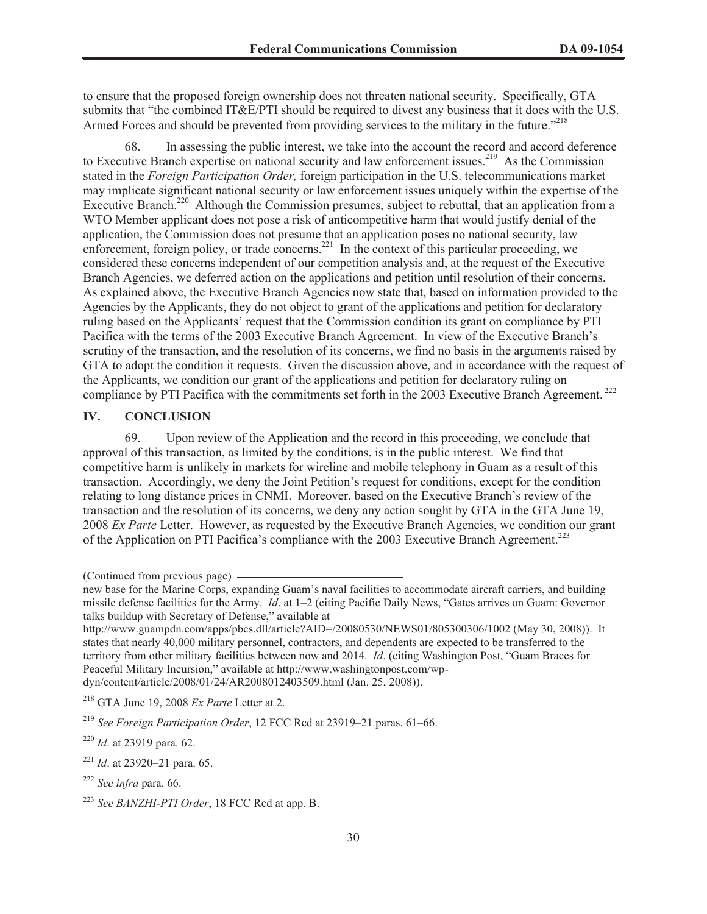to ensure that the proposed foreign ownership does not threaten national security. Specifically, GTA submits that "the combined IT&E/PTI should be required to divest any business that it does with the U.S. Armed Forces and should be prevented from providing services to the military in the future."[218]

68. In assessing the public interest, we take into the account the record and accord deference to Executive Branch expertise on national security and law enforcement issues.[219] As the Commission stated in the *Foreign Participation Order,* foreign participation in the U.S. telecommunications market may implicate significant national security or law enforcement issues uniquely within the expertise of the Executive Branch.[220] Although the Commission presumes, subject to rebuttal, that an application from a WTO Member applicant does not pose a risk of anticompetitive harm that would justify denial of the application, the Commission does not presume that an application poses no national security, law enforcement, foreign policy, or trade concerns.[221] In the context of this particular proceeding, we considered these concerns independent of our competition analysis and, at the request of the Executive Branch Agencies, we deferred action on the applications and petition until resolution of their concerns. As explained above, the Executive Branch Agencies now state that, based on information provided to the Agencies by the Applicants, they do not object to grant of the applications and petition for declaratory ruling based on the Applicants' request that the Commission condition its grant on compliance by PTI Pacifica with the terms of the 2003 Executive Branch Agreement. In view of the Executive Branch's scrutiny of the transaction, and the resolution of its concerns, we find no basis in the arguments raised by GTA to adopt the condition it requests. Given the discussion above, and in accordance with the request of the Applicants, we condition our grant of the applications and petition for declaratory ruling on compliance by PTI Pacifica with the commitments set forth in the 2003 Executive Branch Agreement.[222]

## IV. CONCLUSION

69. Upon review of the Application and the record in this proceeding, we conclude that approval of this transaction, as limited by the conditions, is in the public interest. We find that competitive harm is unlikely in markets for wireline and mobile telephony in Guam as a result of this transaction. Accordingly, we deny the Joint Petition's request for conditions, except for the condition relating to long distance prices in CNMI. Moreover, based on the Executive Branch's review of the transaction and the resolution of its concerns, we deny any action sought by GTA in the GTA June 19, 2008 *Ex Parte* Letter. However, as requested by the Executive Branch Agencies, we condition our grant of the Application on PTI Pacifica's compliance with the 2003 Executive Branch Agreement.[223]

(Continued from previous page)

new base for the Marine Corps, expanding Guam's naval facilities to accommodate aircraft carriers, and building missile defense facilities for the Army. *Id*. at 1–2 (citing Pacific Daily News, "Gates arrives on Guam: Governor talks buildup with Secretary of Defense," available at http://www.guampdn.com/apps/pbcs.dll/article?AID=/20080530/NEWS01/805300306/1002 (May 30, 2008)). It states that nearly 40,000 military personnel, contractors, and dependents are expected to be transferred to the territory from other military facilities between now and 2014. *Id*. (citing Washington Post, "Guam Braces for Peaceful Military Incursion," available at http://www.washingtonpost.com/wp-dyn/content/article/2008/01/24/AR2008012403509.html (Jan. 25, 2008)).

[218] GTA June 19, 2008 *Ex Parte* Letter at 2.

[219] *See Foreign Participation Order*, 12 FCC Rcd at 23919–21 paras. 61–66.

[220] *Id*. at 23919 para. 62.

[221] *Id*. at 23920–21 para. 65.

[222] *See infra* para. 66.

[223] *See BANZHI-PTI Order*, 18 FCC Rcd at app. B.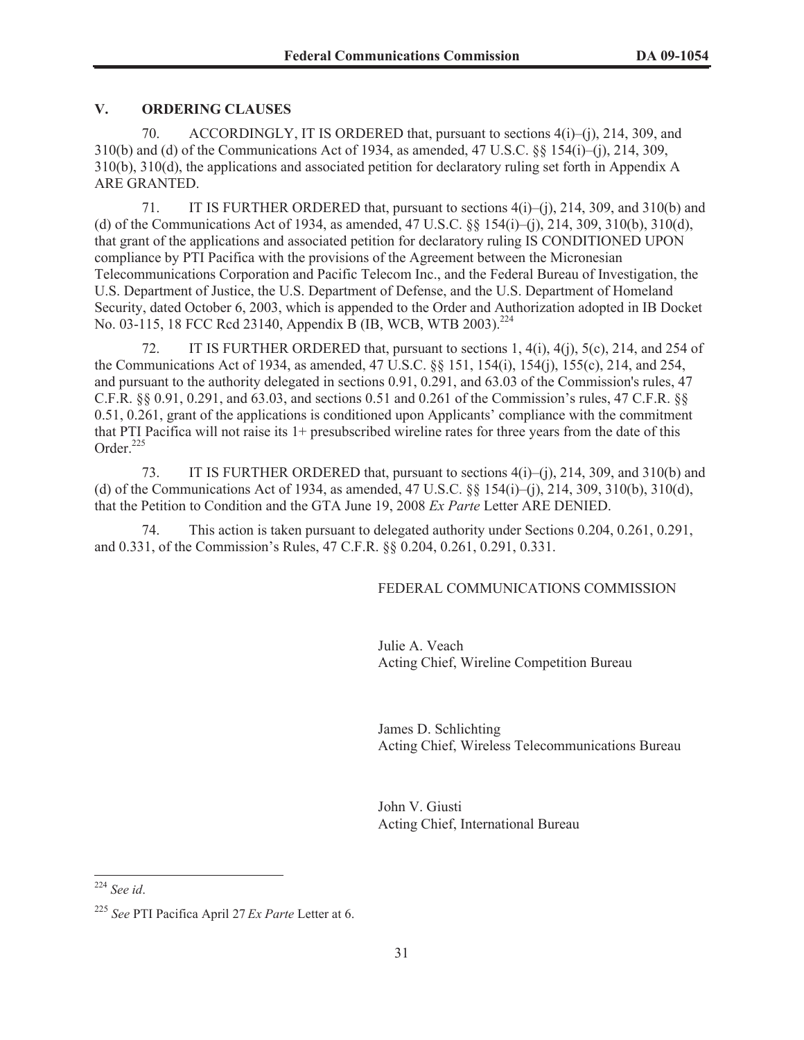## V. ORDERING CLAUSES

70. ACCORDINGLY, IT IS ORDERED that, pursuant to sections 4(i)–(j), 214, 309, and 310(b) and (d) of the Communications Act of 1934, as amended, 47 U.S.C. §§ 154(i)–(j), 214, 309, 310(b), 310(d), the applications and associated petition for declaratory ruling set forth in Appendix A ARE GRANTED.

71. IT IS FURTHER ORDERED that, pursuant to sections 4(i)–(j), 214, 309, and 310(b) and (d) of the Communications Act of 1934, as amended, 47 U.S.C. §§ 154(i)–(j), 214, 309, 310(b), 310(d), that grant of the applications and associated petition for declaratory ruling IS CONDITIONED UPON compliance by PTI Pacifica with the provisions of the Agreement between the Micronesian Telecommunications Corporation and Pacific Telecom Inc., and the Federal Bureau of Investigation, the U.S. Department of Justice, the U.S. Department of Defense, and the U.S. Department of Homeland Security, dated October 6, 2003, which is appended to the Order and Authorization adopted in IB Docket No. 03-115, 18 FCC Rcd 23140, Appendix B (IB, WCB, WTB 2003).[224]

72. IT IS FURTHER ORDERED that, pursuant to sections 1, 4(i), 4(j), 5(c), 214, and 254 of the Communications Act of 1934, as amended, 47 U.S.C. §§ 151, 154(i), 154(j), 155(c), 214, and 254, and pursuant to the authority delegated in sections 0.91, 0.291, and 63.03 of the Commission's rules, 47 C.F.R. §§ 0.91, 0.291, and 63.03, and sections 0.51 and 0.261 of the Commission's rules, 47 C.F.R. §§ 0.51, 0.261, grant of the applications is conditioned upon Applicants' compliance with the commitment that PTI Pacifica will not raise its 1+ presubscribed wireline rates for three years from the date of this Order.[225]

73. IT IS FURTHER ORDERED that, pursuant to sections 4(i)–(j), 214, 309, and 310(b) and (d) of the Communications Act of 1934, as amended, 47 U.S.C. §§ 154(i)–(j), 214, 309, 310(b), 310(d), that the Petition to Condition and the GTA June 19, 2008 *Ex Parte* Letter ARE DENIED.

74. This action is taken pursuant to delegated authority under Sections 0.204, 0.261, 0.291, and 0.331, of the Commission's Rules, 47 C.F.R. §§ 0.204, 0.261, 0.291, 0.331.

FEDERAL COMMUNICATIONS COMMISSION

Julie A. Veach
Acting Chief, Wireline Competition Bureau

James D. Schlichting
Acting Chief, Wireless Telecommunications Bureau

John V. Giusti
Acting Chief, International Bureau

---

[224] *See id*.

[225] *See* PTI Pacifica April 27 *Ex Parte* Letter at 6.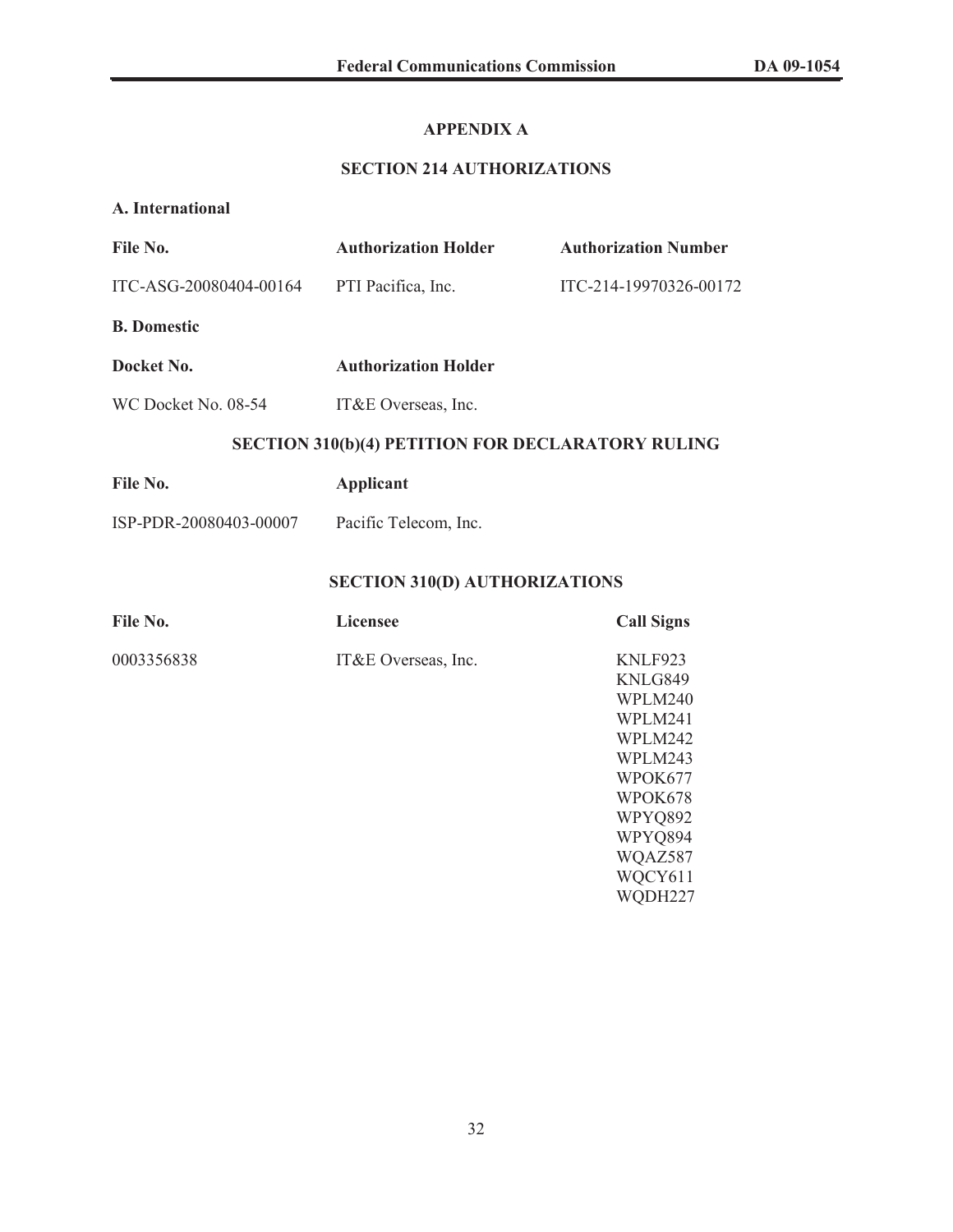# APPENDIX A

## SECTION 214 AUTHORIZATIONS

**A. International**

| File No. | Authorization Holder | Authorization Number |
|---|---|---|
| ITC-ASG-20080404-00164 | PTI Pacifica, Inc. | ITC-214-19970326-00172 |

**B. Domestic**

| Docket No. | Authorization Holder |
|---|---|
| WC Docket No. 08-54 | IT&E Overseas, Inc. |

## SECTION 310(b)(4) PETITION FOR DECLARATORY RULING

| File No. | Applicant |
|---|---|
| ISP-PDR-20080403-00007 | Pacific Telecom, Inc. |

## SECTION 310(D) AUTHORIZATIONS

| File No. | Licensee | Call Signs |
|---|---|---|
| 0003356838 | IT&E Overseas, Inc. | KNLF923 |
| | | KNLG849 |
| | | WPLM240 |
| | | WPLM241 |
| | | WPLM242 |
| | | WPLM243 |
| | | WPOK677 |
| | | WPOK678 |
| | | WPYQ892 |
| | | WPYQ894 |
| | | WQAZ587 |
| | | WQCY611 |
| | | WQDH227 |